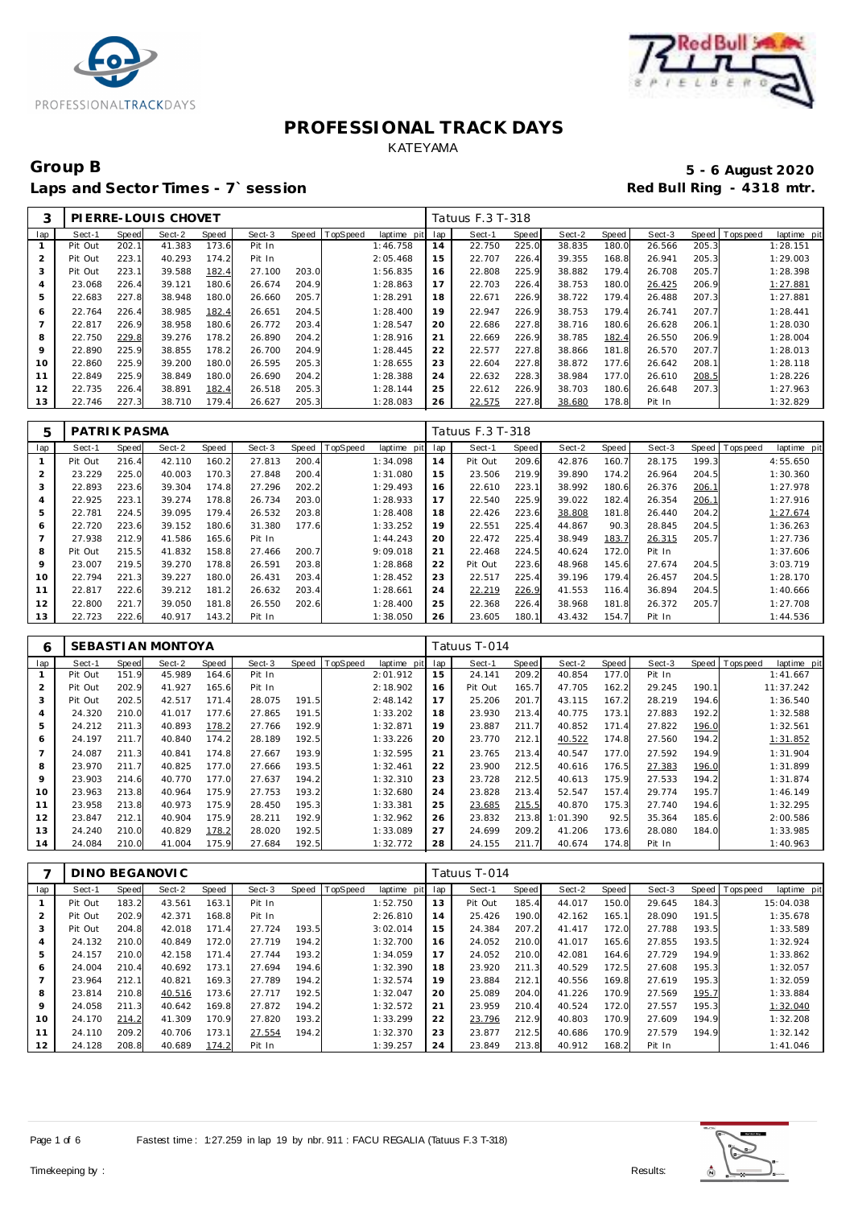# PROFESSIONAL TRACK DAYS

KATEYAMA

## Group B

**Laps and Sector Times - 7` session**

**5 - 6 August 2020**

**Red Bull Ring - 4318 mtr.**

| 3 | PIERRE-LOUIS CHOVET | | | | | | | | Tatuus F.3 T-318 | | | | | | | | |
|---|---|---|---|---|---|---|---|---|---|---|---|---|---|---|---|---|---|
| lap | Sect-1 | Speed | Sect-2 | Speed | Sect-3 | Speed | TopSpeed | laptime pit | lap | Sect-1 | Speed | Sect-2 | Speed | Sect-3 | Speed | Topspeed | laptime pit |
| 1 | Pit Out | 202.1 | 41.383 | 173.6 | Pit In | | | 1:46.758 | 14 | 22.750 | 225.0 | 38.835 | 180.0 | 26.566 | 205.3 | | 1:28.151 |
| 2 | Pit Out | 223.1 | 40.293 | 174.2 | Pit In | | | 2:05.468 | 15 | 22.707 | 226.4 | 39.355 | 168.8 | 26.941 | 205.3 | | 1:29.003 |
| 3 | Pit Out | 223.1 | 39.588 | 182.4 | 27.100 | 203.0 | | 1:56.835 | 16 | 22.808 | 225.9 | 38.882 | 179.4 | 26.708 | 205.7 | | 1:28.398 |
| 4 | 23.068 | 226.4 | 39.121 | 180.6 | 26.674 | 204.9 | | 1:28.863 | 17 | 22.703 | 226.4 | 38.753 | 180.0 | 26.425 | 206.9 | | 1:27.881 |
| 5 | 22.683 | 227.8 | 38.948 | 180.0 | 26.660 | 205.7 | | 1:28.291 | 18 | 22.671 | 226.9 | 38.722 | 179.4 | 26.488 | 207.3 | | 1:27.881 |
| 6 | 22.764 | 226.4 | 38.985 | 182.4 | 26.651 | 204.5 | | 1:28.400 | 19 | 22.947 | 226.9 | 38.753 | 179.4 | 26.741 | 207.7 | | 1:28.441 |
| 7 | 22.817 | 226.9 | 38.958 | 180.6 | 26.772 | 203.4 | | 1:28.547 | 20 | 22.686 | 227.8 | 38.716 | 180.6 | 26.628 | 206.1 | | 1:28.030 |
| 8 | 22.750 | 229.8 | 39.276 | 178.2 | 26.890 | 204.2 | | 1:28.916 | 21 | 22.669 | 226.9 | 38.785 | 182.4 | 26.550 | 206.9 | | 1:28.004 |
| 9 | 22.890 | 225.9 | 38.855 | 178.2 | 26.700 | 204.9 | | 1:28.445 | 22 | 22.577 | 227.8 | 38.866 | 181.8 | 26.570 | 207.7 | | 1:28.013 |
| 10 | 22.860 | 225.9 | 39.200 | 180.0 | 26.595 | 205.3 | | 1:28.655 | 23 | 22.604 | 227.8 | 38.872 | 177.6 | 26.642 | 208.1 | | 1:28.118 |
| 11 | 22.849 | 225.9 | 38.849 | 180.0 | 26.690 | 204.2 | | 1:28.388 | 24 | 22.632 | 228.3 | 38.984 | 177.0 | 26.610 | 208.5 | | 1:28.226 |
| 12 | 22.735 | 226.4 | 38.891 | 182.4 | 26.518 | 205.3 | | 1:28.144 | 25 | 22.612 | 226.9 | 38.703 | 180.6 | 26.648 | 207.3 | | 1:27.963 |
| 13 | 22.746 | 227.3 | 38.710 | 179.4 | 26.627 | 205.3 | | 1:28.083 | 26 | 22.575 | 227.8 | 38.680 | 178.8 | Pit In | | | 1:32.829 |

| 5 | PATRIK PASMA | | | | | | | | Tatuus F.3 T-318 | | | | | | | | |
|---|---|---|---|---|---|---|---|---|---|---|---|---|---|---|---|---|---|
| lap | Sect-1 | Speed | Sect-2 | Speed | Sect-3 | Speed | TopSpeed | laptime pit | lap | Sect-1 | Speed | Sect-2 | Speed | Sect-3 | Speed | Topspeed | laptime pit |
| 1 | Pit Out | 216.4 | 42.110 | 160.2 | 27.813 | 200.4 | | 1:34.098 | 14 | Pit Out | 209.6 | 42.876 | 160.7 | 28.175 | 199.3 | | 4:55.650 |
| 2 | 23.229 | 225.0 | 40.003 | 170.3 | 27.848 | 200.4 | | 1:31.080 | 15 | 23.506 | 219.9 | 39.890 | 174.2 | 26.964 | 204.5 | | 1:30.360 |
| 3 | 22.893 | 223.6 | 39.304 | 174.8 | 27.296 | 202.2 | | 1:29.493 | 16 | 22.610 | 223.1 | 38.992 | 180.6 | 26.376 | 206.1 | | 1:27.978 |
| 4 | 22.925 | 223.1 | 39.274 | 178.8 | 26.734 | 203.0 | | 1:28.933 | 17 | 22.540 | 225.9 | 39.022 | 182.4 | 26.354 | 206.1 | | 1:27.916 |
| 5 | 22.781 | 224.5 | 39.095 | 179.4 | 26.532 | 203.8 | | 1:28.408 | 18 | 22.426 | 223.6 | 38.808 | 181.8 | 26.440 | 204.2 | | 1:27.674 |
| 6 | 22.720 | 223.6 | 39.152 | 180.6 | 31.380 | 177.6 | | 1:33.252 | 19 | 22.551 | 225.4 | 44.867 | 90.3 | 28.845 | 204.5 | | 1:36.263 |
| 7 | 27.938 | 212.9 | 41.586 | 165.6 | Pit In | | | 1:44.243 | 20 | 22.472 | 225.4 | 38.949 | 183.7 | 26.315 | 205.7 | | 1:27.736 |
| 8 | Pit Out | 215.5 | 41.832 | 158.8 | 27.466 | 200.7 | | 9:09.018 | 21 | 22.468 | 224.5 | 40.624 | 172.0 | Pit In | | | 1:37.606 |
| 9 | 23.007 | 219.5 | 39.270 | 178.8 | 26.591 | 203.8 | | 1:28.868 | 22 | Pit Out | 223.6 | 48.968 | 145.6 | 27.674 | 204.5 | | 3:03.719 |
| 10 | 22.794 | 221.3 | 39.227 | 180.0 | 26.431 | 203.4 | | 1:28.452 | 23 | 22.517 | 225.4 | 39.196 | 179.4 | 26.457 | 204.5 | | 1:28.170 |
| 11 | 22.817 | 222.6 | 39.212 | 181.2 | 26.632 | 203.4 | | 1:28.661 | 24 | 22.219 | 226.9 | 41.553 | 116.4 | 36.894 | 204.5 | | 1:40.666 |
| 12 | 22.800 | 221.7 | 39.050 | 181.8 | 26.550 | 202.6 | | 1:28.400 | 25 | 22.368 | 226.4 | 38.968 | 181.8 | 26.372 | 205.7 | | 1:27.708 |
| 13 | 22.723 | 222.6 | 40.917 | 143.2 | Pit In | | | 1:38.050 | 26 | 23.605 | 180.1 | 43.432 | 154.7 | Pit In | | | 1:44.536 |

| 6 | SEBASTIAN MONTOYA | | | | | | | | Tatuus T-014 | | | | | | | | |
|---|---|---|---|---|---|---|---|---|---|---|---|---|---|---|---|---|---|
| lap | Sect-1 | Speed | Sect-2 | Speed | Sect-3 | Speed | TopSpeed | laptime pit | lap | Sect-1 | Speed | Sect-2 | Speed | Sect-3 | Speed | Topspeed | laptime pit |
| 1 | Pit Out | 151.9 | 45.989 | 164.6 | Pit In | | | 2:01.912 | 15 | 24.141 | 209.2 | 40.854 | 177.0 | Pit In | | | 1:41.667 |
| 2 | Pit Out | 202.9 | 41.927 | 165.6 | Pit In | | | 2:18.902 | 16 | Pit Out | 165.7 | 47.705 | 162.2 | 29.245 | 190.1 | | 11:37.242 |
| 3 | Pit Out | 202.5 | 42.517 | 171.4 | 28.075 | 191.5 | | 2:48.142 | 17 | 25.206 | 201.7 | 43.115 | 167.2 | 28.219 | 194.6 | | 1:36.540 |
| 4 | 24.320 | 210.0 | 41.017 | 177.6 | 27.865 | 191.5 | | 1:33.202 | 18 | 23.930 | 213.4 | 40.775 | 173.1 | 27.883 | 192.2 | | 1:32.588 |
| 5 | 24.212 | 211.3 | 40.893 | 178.2 | 27.766 | 192.9 | | 1:32.871 | 19 | 23.887 | 211.7 | 40.852 | 171.4 | 27.822 | 196.0 | | 1:32.561 |
| 6 | 24.197 | 211.7 | 40.840 | 174.2 | 28.189 | 192.5 | | 1:33.226 | 20 | 23.770 | 212.1 | 40.522 | 174.8 | 27.560 | 194.2 | | 1:31.852 |
| 7 | 24.087 | 211.3 | 40.841 | 174.8 | 27.667 | 193.9 | | 1:32.595 | 21 | 23.765 | 213.4 | 40.547 | 177.0 | 27.592 | 194.9 | | 1:31.904 |
| 8 | 23.970 | 211.7 | 40.825 | 177.0 | 27.666 | 193.5 | | 1:32.461 | 22 | 23.900 | 212.5 | 40.616 | 176.5 | 27.383 | 196.0 | | 1:31.899 |
| 9 | 23.903 | 214.6 | 40.770 | 177.0 | 27.637 | 194.2 | | 1:32.310 | 23 | 23.728 | 212.5 | 40.613 | 175.9 | 27.533 | 194.2 | | 1:31.874 |
| 10 | 23.963 | 213.8 | 40.964 | 175.9 | 27.753 | 193.2 | | 1:32.680 | 24 | 23.828 | 213.4 | 52.547 | 157.4 | 29.774 | 195.7 | | 1:46.149 |
| 11 | 23.958 | 213.8 | 40.973 | 175.9 | 28.450 | 195.3 | | 1:33.381 | 25 | 23.685 | 215.5 | 40.870 | 175.3 | 27.740 | 194.6 | | 1:32.295 |
| 12 | 23.847 | 212.1 | 40.904 | 175.9 | 28.211 | 192.9 | | 1:32.962 | 26 | 23.832 | 213.8 | 1:01.390 | 92.5 | 35.364 | 185.6 | | 2:00.586 |
| 13 | 24.240 | 210.0 | 40.829 | 178.2 | 28.020 | 192.5 | | 1:33.089 | 27 | 24.699 | 209.2 | 41.206 | 173.6 | 28.080 | 184.0 | | 1:33.985 |
| 14 | 24.084 | 210.0 | 41.004 | 175.9 | 27.684 | 192.5 | | 1:32.772 | 28 | 24.155 | 211.7 | 40.674 | 174.8 | Pit In | | | 1:40.963 |

| 7 | DINO BEGANOVIC | | | | | | | | Tatuus T-014 | | | | | | | | |
|---|---|---|---|---|---|---|---|---|---|---|---|---|---|---|---|---|---|
| lap | Sect-1 | Speed | Sect-2 | Speed | Sect-3 | Speed | TopSpeed | laptime pit | lap | Sect-1 | Speed | Sect-2 | Speed | Sect-3 | Speed | Topspeed | laptime pit |
| 1 | Pit Out | 183.2 | 43.561 | 163.1 | Pit In | | | 1:52.750 | 13 | Pit Out | 185.4 | 44.017 | 150.0 | 29.645 | 184.3 | | 15:04.038 |
| 2 | Pit Out | 202.9 | 42.371 | 168.8 | Pit In | | | 2:26.810 | 14 | 25.426 | 190.0 | 42.162 | 165.1 | 28.090 | 191.5 | | 1:35.678 |
| 3 | Pit Out | 204.8 | 42.018 | 171.4 | 27.724 | 193.5 | | 3:02.014 | 15 | 24.384 | 207.2 | 41.417 | 172.0 | 27.788 | 193.5 | | 1:33.589 |
| 4 | 24.132 | 210.0 | 40.849 | 172.0 | 27.719 | 194.2 | | 1:32.700 | 16 | 24.052 | 210.0 | 41.017 | 165.6 | 27.855 | 193.5 | | 1:32.924 |
| 5 | 24.157 | 210.0 | 42.158 | 171.4 | 27.744 | 193.2 | | 1:34.059 | 17 | 24.052 | 210.0 | 42.081 | 164.6 | 27.729 | 194.9 | | 1:33.862 |
| 6 | 24.004 | 210.4 | 40.692 | 173.1 | 27.694 | 194.6 | | 1:32.390 | 18 | 23.920 | 211.3 | 40.529 | 172.5 | 27.608 | 195.3 | | 1:32.057 |
| 7 | 23.964 | 212.1 | 40.821 | 169.3 | 27.789 | 194.2 | | 1:32.574 | 19 | 23.884 | 212.1 | 40.556 | 169.8 | 27.619 | 195.3 | | 1:32.059 |
| 8 | 23.814 | 210.8 | 40.516 | 173.6 | 27.717 | 192.5 | | 1:32.047 | 20 | 25.089 | 204.0 | 41.226 | 170.9 | 27.569 | 195.7 | | 1:33.884 |
| 9 | 24.058 | 211.3 | 40.642 | 169.8 | 27.872 | 194.2 | | 1:32.572 | 21 | 23.959 | 210.4 | 40.524 | 172.0 | 27.557 | 195.3 | | 1:32.040 |
| 10 | 24.170 | 214.2 | 41.309 | 170.9 | 27.820 | 193.2 | | 1:33.299 | 22 | 23.796 | 212.9 | 40.803 | 170.9 | 27.609 | 194.9 | | 1:32.208 |
| 11 | 24.110 | 209.2 | 40.706 | 173.1 | 27.554 | 194.2 | | 1:32.370 | 23 | 23.877 | 212.5 | 40.686 | 170.9 | 27.579 | 194.9 | | 1:32.142 |
| 12 | 24.128 | 208.8 | 40.689 | 174.2 | Pit In | | | 1:39.257 | 24 | 23.849 | 213.8 | 40.912 | 168.2 | Pit In | | | 1:41.046 |

Fastest time : 1:27.259 in lap 19 by nbr. 911 : FACU REGALIA (Tatuus F.3 T-318)

Timekeeping by : Results: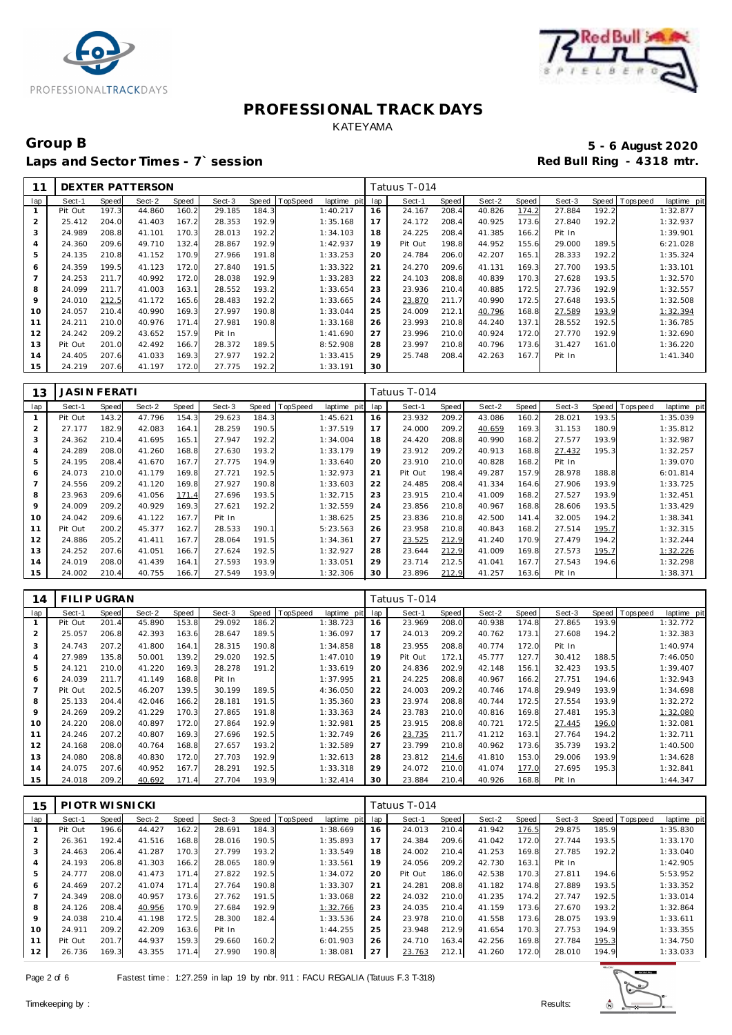# PROFESSIONAL TRACK DAYS

KATEYAMA

## Group B

**5 - 6 August 2020**

**Laps and Sector Times - 7` session**

**Red Bull Ring - 4318 mtr.**

| 11 | DEXTER PATTERSON | | | | | | | | Tatuus T-014 | | | | | | | | |
|---|---|---|---|---|---|---|---|---|---|---|---|---|---|---|---|---|---|
| lap | Sect-1 | Speed | Sect-2 | Speed | Sect-3 | Speed | TopSpeed | laptime pit | lap | Sect-1 | Speed | Sect-2 | Speed | Sect-3 | Speed | Topspeed | laptime pit |
| 1 | Pit Out | 197.3 | 44.860 | 160.2 | 29.185 | 184.3 | | 1:40.217 | 16 | 24.167 | 208.4 | 40.826 | 174.2 | 27.884 | 192.2 | | 1:32.877 |
| 2 | 25.412 | 204.0 | 41.403 | 167.2 | 28.353 | 192.9 | | 1:35.168 | 17 | 24.172 | 208.4 | 40.925 | 173.6 | 27.840 | 192.2 | | 1:32.937 |
| 3 | 24.989 | 208.8 | 41.101 | 170.3 | 28.013 | 192.2 | | 1:34.103 | 18 | 24.225 | 208.4 | 41.385 | 166.2 | Pit In | | | 1:39.901 |
| 4 | 24.360 | 209.6 | 49.710 | 132.4 | 28.867 | 192.9 | | 1:42.937 | 19 | Pit Out | 198.8 | 44.952 | 155.6 | 29.000 | 189.5 | | 6:21.028 |
| 5 | 24.135 | 210.8 | 41.152 | 170.9 | 27.966 | 191.8 | | 1:33.253 | 20 | 24.784 | 206.0 | 42.207 | 165.1 | 28.333 | 192.2 | | 1:35.324 |
| 6 | 24.359 | 199.5 | 41.123 | 172.0 | 27.840 | 191.5 | | 1:33.322 | 21 | 24.270 | 209.6 | 41.131 | 169.3 | 27.700 | 193.5 | | 1:33.101 |
| 7 | 24.253 | 211.7 | 40.992 | 172.0 | 28.038 | 192.9 | | 1:33.283 | 22 | 24.103 | 208.8 | 40.839 | 170.3 | 27.628 | 193.5 | | 1:32.570 |
| 8 | 24.099 | 211.7 | 41.003 | 163.1 | 28.552 | 193.2 | | 1:33.654 | 23 | 23.936 | 210.4 | 40.885 | 172.5 | 27.736 | 192.9 | | 1:32.557 |
| 9 | 24.010 | 212.5 | 41.172 | 165.6 | 28.483 | 192.2 | | 1:33.665 | 24 | 23.870 | 211.7 | 40.990 | 172.5 | 27.648 | 193.5 | | 1:32.508 |
| 10 | 24.057 | 210.4 | 40.990 | 169.3 | 27.997 | 190.8 | | 1:33.044 | 25 | 24.009 | 212.1 | 40.796 | 168.8 | 27.589 | 193.9 | | 1:32.394 |
| 11 | 24.211 | 210.0 | 40.976 | 171.4 | 27.981 | 190.8 | | 1:33.168 | 26 | 23.993 | 210.8 | 44.240 | 137.1 | 28.552 | 192.5 | | 1:36.785 |
| 12 | 24.242 | 209.2 | 43.652 | 157.9 | Pit In | | | 1:41.690 | 27 | 23.996 | 210.0 | 40.924 | 172.0 | 27.770 | 192.9 | | 1:32.690 |
| 13 | Pit Out | 201.0 | 42.492 | 166.7 | 28.372 | 189.5 | | 8:52.908 | 28 | 23.997 | 210.8 | 40.796 | 173.6 | 31.427 | 161.0 | | 1:36.220 |
| 14 | 24.405 | 207.6 | 41.033 | 169.3 | 27.977 | 192.2 | | 1:33.415 | 29 | 25.748 | 208.4 | 42.263 | 167.7 | Pit In | | | 1:41.340 |
| 15 | 24.219 | 207.6 | 41.197 | 172.0 | 27.775 | 192.2 | | 1:33.191 | 30 | | | | | | | | |

| 13 | JASIN FERATI | | | | | | | | Tatuus T-014 | | | | | | | | |
|---|---|---|---|---|---|---|---|---|---|---|---|---|---|---|---|---|---|
| lap | Sect-1 | Speed | Sect-2 | Speed | Sect-3 | Speed | TopSpeed | laptime pit | lap | Sect-1 | Speed | Sect-2 | Speed | Sect-3 | Speed | Topspeed | laptime pit |
| 1 | Pit Out | 143.2 | 47.796 | 154.3 | 29.623 | 184.3 | | 1:45.621 | 16 | 23.932 | 209.2 | 43.086 | 160.2 | 28.021 | 193.5 | | 1:35.039 |
| 2 | 27.177 | 182.9 | 42.083 | 164.1 | 28.259 | 190.5 | | 1:37.519 | 17 | 24.000 | 209.2 | 40.659 | 169.3 | 31.153 | 180.9 | | 1:35.812 |
| 3 | 24.362 | 210.4 | 41.695 | 165.1 | 27.947 | 192.2 | | 1:34.004 | 18 | 24.420 | 208.8 | 40.990 | 168.2 | 27.577 | 193.9 | | 1:32.987 |
| 4 | 24.289 | 208.0 | 41.260 | 168.8 | 27.630 | 193.2 | | 1:33.179 | 19 | 23.912 | 209.2 | 40.913 | 168.8 | 27.432 | 195.3 | | 1:32.257 |
| 5 | 24.195 | 208.4 | 41.670 | 167.7 | 27.775 | 194.9 | | 1:33.640 | 20 | 23.910 | 210.0 | 40.828 | 168.2 | Pit In | | | 1:39.070 |
| 6 | 24.073 | 210.0 | 41.179 | 169.8 | 27.721 | 192.5 | | 1:32.973 | 21 | Pit Out | 198.4 | 49.287 | 157.9 | 28.978 | 188.8 | | 6:01.814 |
| 7 | 24.556 | 209.2 | 41.120 | 169.8 | 27.927 | 190.8 | | 1:33.603 | 22 | 24.485 | 208.4 | 41.334 | 164.6 | 27.906 | 193.9 | | 1:33.725 |
| 8 | 23.963 | 209.6 | 41.056 | 171.4 | 27.696 | 193.5 | | 1:32.715 | 23 | 23.915 | 210.4 | 41.009 | 168.2 | 27.527 | 193.9 | | 1:32.451 |
| 9 | 24.009 | 209.2 | 40.929 | 169.3 | 27.621 | 192.2 | | 1:32.559 | 24 | 23.856 | 210.8 | 40.967 | 168.8 | 28.606 | 193.5 | | 1:33.429 |
| 10 | 24.042 | 209.6 | 41.122 | 167.7 | Pit In | | | 1:38.625 | 25 | 23.836 | 210.8 | 42.500 | 141.4 | 32.005 | 194.2 | | 1:38.341 |
| 11 | Pit Out | 200.2 | 45.377 | 162.7 | 28.533 | 190.1 | | 5:23.563 | 26 | 23.958 | 210.8 | 40.843 | 168.2 | 27.514 | 195.7 | | 1:32.315 |
| 12 | 24.886 | 205.2 | 41.411 | 167.7 | 28.064 | 191.5 | | 1:34.361 | 27 | 23.525 | 212.9 | 41.240 | 170.9 | 27.479 | 194.2 | | 1:32.244 |
| 13 | 24.252 | 207.6 | 41.051 | 166.7 | 27.624 | 192.5 | | 1:32.927 | 28 | 23.644 | 212.9 | 41.009 | 169.8 | 27.573 | 195.7 | | 1:32.226 |
| 14 | 24.019 | 208.0 | 41.439 | 164.1 | 27.593 | 193.9 | | 1:33.051 | 29 | 23.714 | 212.5 | 41.041 | 167.7 | 27.543 | 194.6 | | 1:32.298 |
| 15 | 24.002 | 210.4 | 40.755 | 166.7 | 27.549 | 193.9 | | 1:32.306 | 30 | 23.896 | 212.9 | 41.257 | 163.6 | Pit In | | | 1:38.371 |

| 14 | FILIP UGRAN | | | | | | | | Tatuus T-014 | | | | | | | | |
|---|---|---|---|---|---|---|---|---|---|---|---|---|---|---|---|---|---|
| lap | Sect-1 | Speed | Sect-2 | Speed | Sect-3 | Speed | TopSpeed | laptime pit | lap | Sect-1 | Speed | Sect-2 | Speed | Sect-3 | Speed | Topspeed | laptime pit |
| 1 | Pit Out | 201.4 | 45.890 | 153.8 | 29.092 | 186.2 | | 1:38.723 | 16 | 23.969 | 208.0 | 40.938 | 174.8 | 27.865 | 193.9 | | 1:32.772 |
| 2 | 25.057 | 206.8 | 42.393 | 163.6 | 28.647 | 189.5 | | 1:36.097 | 17 | 24.013 | 209.2 | 40.762 | 173.1 | 27.608 | 194.2 | | 1:32.383 |
| 3 | 24.743 | 207.2 | 41.800 | 164.1 | 28.315 | 190.8 | | 1:34.858 | 18 | 23.955 | 208.8 | 40.774 | 172.0 | Pit In | | | 1:40.974 |
| 4 | 27.989 | 135.8 | 50.001 | 139.2 | 29.020 | 192.5 | | 1:47.010 | 19 | Pit Out | 172.1 | 45.777 | 127.7 | 30.412 | 188.5 | | 7:46.050 |
| 5 | 24.121 | 210.0 | 41.220 | 169.3 | 28.278 | 191.2 | | 1:33.619 | 20 | 24.836 | 202.9 | 42.148 | 156.1 | 32.423 | 193.5 | | 1:39.407 |
| 6 | 24.039 | 211.7 | 41.149 | 168.8 | Pit In | | | 1:37.995 | 21 | 24.225 | 208.8 | 40.967 | 166.2 | 27.751 | 194.6 | | 1:32.943 |
| 7 | Pit Out | 202.5 | 46.207 | 139.5 | 30.199 | 189.5 | | 4:36.050 | 22 | 24.003 | 209.2 | 40.746 | 174.8 | 29.949 | 193.9 | | 1:34.698 |
| 8 | 25.133 | 204.4 | 42.046 | 166.2 | 28.181 | 191.5 | | 1:35.360 | 23 | 23.974 | 208.8 | 40.744 | 172.5 | 27.554 | 193.9 | | 1:32.272 |
| 9 | 24.269 | 209.2 | 41.229 | 170.3 | 27.865 | 191.8 | | 1:33.363 | 24 | 23.783 | 210.0 | 40.816 | 169.8 | 27.481 | 195.3 | | 1:32.080 |
| 10 | 24.220 | 208.0 | 40.897 | 172.0 | 27.864 | 192.9 | | 1:32.981 | 25 | 23.915 | 208.8 | 40.721 | 172.5 | 27.445 | 196.0 | | 1:32.081 |
| 11 | 24.246 | 207.2 | 40.807 | 169.3 | 27.696 | 192.5 | | 1:32.749 | 26 | 23.735 | 211.7 | 41.212 | 163.1 | 27.764 | 194.2 | | 1:32.711 |
| 12 | 24.168 | 208.0 | 40.764 | 168.8 | 27.657 | 193.2 | | 1:32.589 | 27 | 23.799 | 210.8 | 40.962 | 173.6 | 35.739 | 193.2 | | 1:40.500 |
| 13 | 24.080 | 208.8 | 40.830 | 172.0 | 27.703 | 192.9 | | 1:32.613 | 28 | 23.812 | 214.6 | 41.810 | 153.0 | 29.006 | 193.9 | | 1:34.628 |
| 14 | 24.075 | 207.6 | 40.952 | 167.7 | 28.291 | 192.5 | | 1:33.318 | 29 | 24.072 | 210.0 | 41.074 | 177.0 | 27.695 | 195.3 | | 1:32.841 |
| 15 | 24.018 | 209.2 | 40.692 | 171.4 | 27.704 | 193.9 | | 1:32.414 | 30 | 23.884 | 210.4 | 40.926 | 168.8 | Pit In | | | 1:44.347 |

| 15 | PIOTR WISNICKI | | | | | | | | Tatuus T-014 | | | | | | | | |
|---|---|---|---|---|---|---|---|---|---|---|---|---|---|---|---|---|---|
| lap | Sect-1 | Speed | Sect-2 | Speed | Sect-3 | Speed | TopSpeed | laptime pit | lap | Sect-1 | Speed | Sect-2 | Speed | Sect-3 | Speed | Topspeed | laptime pit |
| 1 | Pit Out | 196.6 | 44.427 | 162.2 | 28.691 | 184.3 | | 1:38.669 | 16 | 24.013 | 210.4 | 41.942 | 176.5 | 29.875 | 185.9 | | 1:35.830 |
| 2 | 26.361 | 192.4 | 41.516 | 168.8 | 28.016 | 190.5 | | 1:35.893 | 17 | 24.384 | 209.6 | 41.042 | 172.0 | 27.744 | 193.5 | | 1:33.170 |
| 3 | 24.463 | 206.4 | 41.287 | 170.3 | 27.799 | 193.2 | | 1:33.549 | 18 | 24.002 | 210.4 | 41.253 | 169.8 | 27.785 | 192.2 | | 1:33.040 |
| 4 | 24.193 | 206.8 | 41.303 | 166.2 | 28.065 | 180.9 | | 1:33.561 | 19 | 24.056 | 209.2 | 42.730 | 163.1 | Pit In | | | 1:42.905 |
| 5 | 24.777 | 208.0 | 41.473 | 171.4 | 27.822 | 192.5 | | 1:34.072 | 20 | Pit Out | 186.0 | 42.538 | 170.3 | 27.811 | 194.6 | | 5:53.952 |
| 6 | 24.469 | 207.2 | 41.074 | 171.4 | 27.764 | 190.8 | | 1:33.307 | 21 | 24.281 | 208.8 | 41.182 | 174.8 | 27.889 | 193.5 | | 1:33.352 |
| 7 | 24.349 | 208.0 | 40.957 | 173.6 | 27.762 | 191.5 | | 1:33.068 | 22 | 24.032 | 210.0 | 41.235 | 174.2 | 27.747 | 192.5 | | 1:33.014 |
| 8 | 24.126 | 208.4 | 40.956 | 170.9 | 27.684 | 192.9 | | 1:32.766 | 23 | 24.035 | 210.4 | 41.159 | 173.6 | 27.670 | 193.2 | | 1:32.864 |
| 9 | 24.038 | 210.4 | 41.198 | 172.5 | 28.300 | 182.4 | | 1:33.536 | 24 | 23.978 | 210.0 | 41.558 | 173.6 | 28.075 | 193.9 | | 1:33.611 |
| 10 | 24.911 | 209.2 | 42.209 | 163.6 | Pit In | | | 1:44.255 | 25 | 23.948 | 212.9 | 41.654 | 170.3 | 27.753 | 194.9 | | 1:33.355 |
| 11 | Pit Out | 201.7 | 44.937 | 159.3 | 29.660 | 160.2 | | 6:01.903 | 26 | 24.710 | 163.4 | 42.256 | 169.8 | 27.784 | 195.3 | | 1:34.750 |
| 12 | 26.736 | 169.3 | 43.355 | 171.4 | 27.990 | 190.8 | | 1:38.081 | 27 | 23.763 | 212.1 | 41.260 | 172.0 | 28.010 | 194.9 | | 1:33.033 |

Fastest time : 1:27.259 in lap 19 by nbr. 911 : FACU REGALIA (Tatuus F.3 T-318)

Timekeeping by : Results: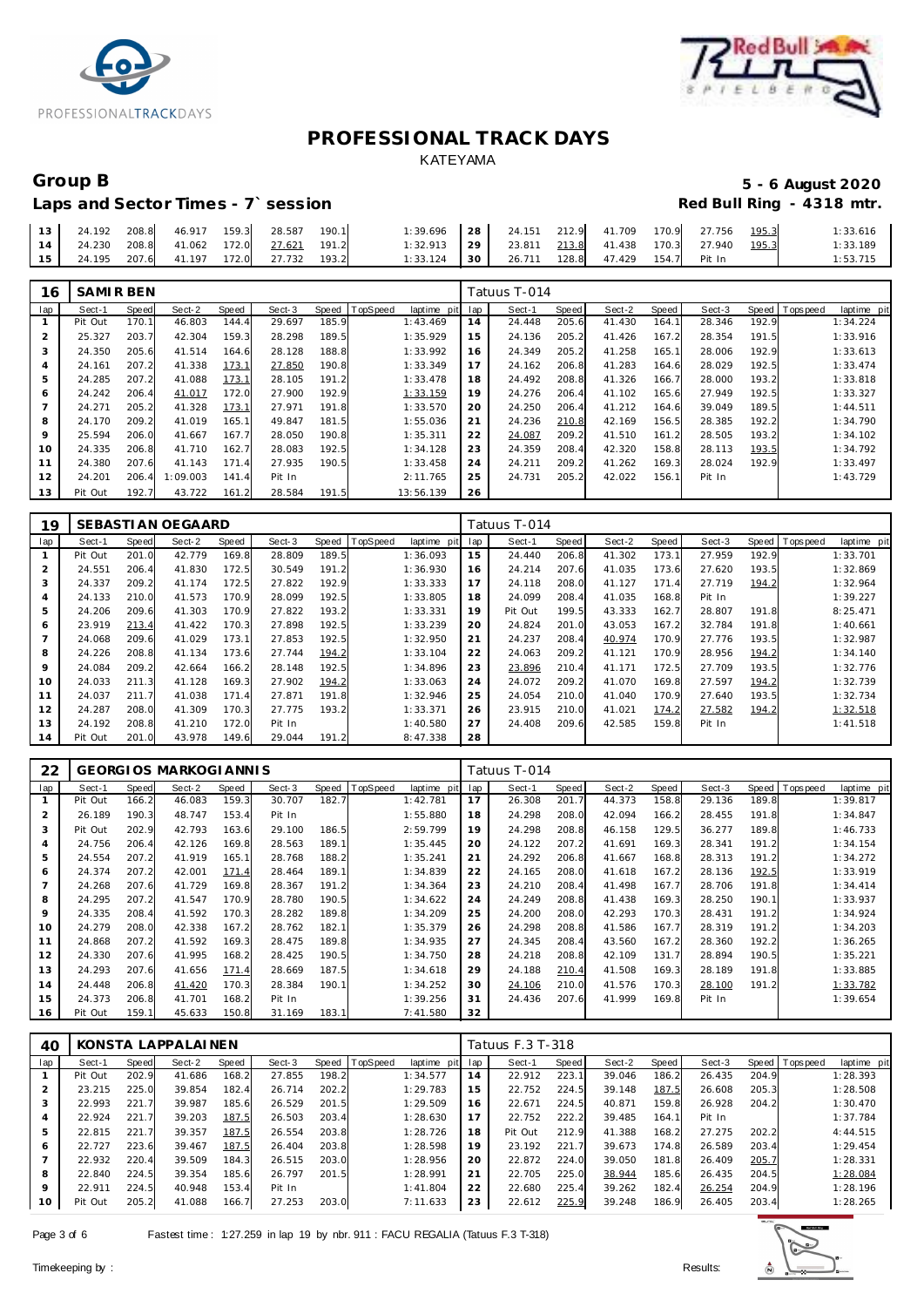# PROFESSIONAL TRACK DAYS

KATEYAMA

## Group B

**5 - 6 August 2020**

### Laps and Sector Times - 7` session

**Red Bull Ring - 4318 mtr.**

| | | | | | | | | | | | | | | | | | | | |
|---|---|---|---|---|---|---|---|---|---|---|---|---|---|---|---|---|---|---|---|
| 13 | 24.192 | 208.8 | 46.917 | 159.3 | 28.587 | 190.1 | | 1:39.696 | 28 | 24.151 | 212.9 | 41.709 | 170.9 | 27.756 | 195.3 | | 1:33.616 |
| 14 | 24.230 | 208.8 | 41.062 | 172.0 | 27.621 | 191.2 | | 1:32.913 | 29 | 23.811 | 213.8 | 41.438 | 170.3 | 27.940 | 195.3 | | 1:33.189 |
| 15 | 24.195 | 207.6 | 41.197 | 172.0 | 27.732 | 193.2 | | 1:33.124 | 30 | 26.711 | 128.8 | 47.429 | 154.7 | Pit In | | | 1:53.715 |

**16 SAMIR BEN** — Tatuus T-014

| lap | Sect-1 | Speed | Sect-2 | Speed | Sect-3 | Speed | TopSpeed | laptime pit | lap | Sect-1 | Speed | Sect-2 | Speed | Sect-3 | Speed | Topspeed | laptime pit |
|---|---|---|---|---|---|---|---|---|---|---|---|---|---|---|---|---|---|
| 1 | Pit Out | 170.1 | 46.803 | 144.4 | 29.697 | 185.9 | | 1:43.469 | 14 | 24.448 | 205.6 | 41.430 | 164.1 | 28.346 | 192.9 | | 1:34.224 |
| 2 | 25.327 | 203.7 | 42.304 | 159.3 | 28.298 | 189.5 | | 1:35.929 | 15 | 24.136 | 205.2 | 41.426 | 167.2 | 28.354 | 191.5 | | 1:33.916 |
| 3 | 24.350 | 205.6 | 41.514 | 164.6 | 28.128 | 188.8 | | 1:33.992 | 16 | 24.349 | 205.2 | 41.258 | 165.1 | 28.006 | 192.9 | | 1:33.613 |
| 4 | 24.161 | 207.2 | 41.338 | 173.1 | 27.850 | 190.8 | | 1:33.349 | 17 | 24.162 | 206.8 | 41.283 | 164.6 | 28.029 | 192.5 | | 1:33.474 |
| 5 | 24.285 | 207.2 | 41.088 | 173.1 | 28.105 | 191.2 | | 1:33.478 | 18 | 24.492 | 208.8 | 41.326 | 166.7 | 28.000 | 193.2 | | 1:33.818 |
| 6 | 24.242 | 206.4 | 41.017 | 172.0 | 27.900 | 192.9 | | 1:33.159 | 19 | 24.276 | 206.4 | 41.102 | 165.6 | 27.949 | 192.5 | | 1:33.327 |
| 7 | 24.271 | 205.2 | 41.328 | 173.1 | 27.971 | 191.8 | | 1:33.570 | 20 | 24.250 | 206.4 | 41.212 | 164.6 | 39.049 | 189.5 | | 1:44.511 |
| 8 | 24.170 | 209.2 | 41.019 | 165.1 | 49.847 | 181.5 | | 1:55.036 | 21 | 24.236 | 210.8 | 42.169 | 156.5 | 28.385 | 192.2 | | 1:34.790 |
| 9 | 25.594 | 206.0 | 41.667 | 167.7 | 28.050 | 190.8 | | 1:35.311 | 22 | 24.087 | 209.2 | 41.510 | 161.2 | 28.505 | 193.2 | | 1:34.102 |
| 10 | 24.335 | 206.8 | 41.710 | 162.7 | 28.083 | 192.5 | | 1:34.128 | 23 | 24.359 | 208.4 | 42.320 | 158.8 | 28.113 | 193.5 | | 1:34.792 |
| 11 | 24.380 | 207.6 | 41.143 | 171.4 | 27.935 | 190.5 | | 1:33.458 | 24 | 24.211 | 209.2 | 41.262 | 169.3 | 28.024 | 192.9 | | 1:33.497 |
| 12 | 24.201 | 206.4 | 1:09.003 | 141.4 | Pit In | | | 2:11.765 | 25 | 24.731 | 205.2 | 42.022 | 156.1 | Pit In | | | 1:43.729 |
| 13 | Pit Out | 192.7 | 43.722 | 161.2 | 28.584 | 191.5 | | 13:56.139 | 26 | | | | | | | | |

**19 SEBASTIAN OEGAARD** — Tatuus T-014

| lap | Sect-1 | Speed | Sect-2 | Speed | Sect-3 | Speed | TopSpeed | laptime pit | lap | Sect-1 | Speed | Sect-2 | Speed | Sect-3 | Speed | Topspeed | laptime pit |
|---|---|---|---|---|---|---|---|---|---|---|---|---|---|---|---|---|---|
| 1 | Pit Out | 201.0 | 42.779 | 169.8 | 28.809 | 189.5 | | 1:36.093 | 15 | 24.440 | 206.8 | 41.302 | 173.1 | 27.959 | 192.9 | | 1:33.701 |
| 2 | 24.551 | 206.4 | 41.830 | 172.5 | 30.549 | 191.2 | | 1:36.930 | 16 | 24.214 | 207.6 | 41.035 | 173.6 | 27.620 | 193.5 | | 1:32.869 |
| 3 | 24.337 | 209.2 | 41.174 | 172.5 | 27.822 | 192.9 | | 1:33.333 | 17 | 24.118 | 208.0 | 41.127 | 171.4 | 27.719 | 194.2 | | 1:32.964 |
| 4 | 24.133 | 210.0 | 41.573 | 170.9 | 28.099 | 192.5 | | 1:33.805 | 18 | 24.099 | 208.4 | 41.035 | 168.8 | Pit In | | | 1:39.227 |
| 5 | 24.206 | 209.6 | 41.303 | 170.9 | 27.822 | 193.2 | | 1:33.331 | 19 | Pit Out | 199.5 | 43.333 | 162.7 | 28.807 | 191.8 | | 8:25.471 |
| 6 | 23.919 | 213.4 | 41.422 | 170.3 | 27.898 | 192.5 | | 1:33.239 | 20 | 24.824 | 201.0 | 43.053 | 167.2 | 32.784 | 191.8 | | 1:40.661 |
| 7 | 24.068 | 209.6 | 41.029 | 173.1 | 27.853 | 192.5 | | 1:32.950 | 21 | 24.237 | 208.4 | 40.974 | 170.9 | 27.776 | 193.5 | | 1:32.987 |
| 8 | 24.226 | 208.8 | 41.134 | 173.6 | 27.744 | 194.2 | | 1:33.104 | 22 | 24.063 | 209.2 | 41.121 | 170.9 | 28.956 | 194.2 | | 1:34.140 |
| 9 | 24.084 | 209.2 | 42.664 | 166.2 | 28.148 | 192.5 | | 1:34.896 | 23 | 23.896 | 210.4 | 41.171 | 172.5 | 27.709 | 193.5 | | 1:32.776 |
| 10 | 24.033 | 211.3 | 41.128 | 169.3 | 27.902 | 194.2 | | 1:33.063 | 24 | 24.072 | 209.2 | 41.070 | 169.8 | 27.597 | 194.2 | | 1:32.739 |
| 11 | 24.037 | 211.7 | 41.038 | 171.4 | 27.871 | 191.8 | | 1:32.946 | 25 | 24.054 | 210.0 | 41.040 | 170.9 | 27.640 | 193.5 | | 1:32.734 |
| 12 | 24.287 | 208.0 | 41.309 | 170.3 | 27.775 | 193.2 | | 1:33.371 | 26 | 23.915 | 210.0 | 41.021 | 174.2 | 27.582 | 194.2 | | 1:32.518 |
| 13 | 24.192 | 208.8 | 41.210 | 172.0 | Pit In | | | 1:40.580 | 27 | 24.408 | 209.6 | 42.585 | 159.8 | Pit In | | | 1:41.518 |
| 14 | Pit Out | 201.0 | 43.978 | 149.6 | 29.044 | 191.2 | | 8:47.338 | 28 | | | | | | | | |

**22 GEORGIOS MARKOGIANNIS** — Tatuus T-014

| lap | Sect-1 | Speed | Sect-2 | Speed | Sect-3 | Speed | TopSpeed | laptime pit | lap | Sect-1 | Speed | Sect-2 | Speed | Sect-3 | Speed | Topspeed | laptime pit |
|---|---|---|---|---|---|---|---|---|---|---|---|---|---|---|---|---|---|
| 1 | Pit Out | 166.2 | 46.083 | 159.3 | 30.707 | 182.7 | | 1:42.781 | 17 | 26.308 | 201.7 | 44.373 | 158.8 | 29.136 | 189.8 | | 1:39.817 |
| 2 | 26.189 | 190.3 | 48.747 | 153.4 | Pit In | | | 1:55.880 | 18 | 24.298 | 208.0 | 42.094 | 166.2 | 28.455 | 191.8 | | 1:34.847 |
| 3 | Pit Out | 202.9 | 42.793 | 163.6 | 29.100 | 186.5 | | 2:59.799 | 19 | 24.298 | 208.8 | 46.158 | 129.5 | 36.277 | 189.8 | | 1:46.733 |
| 4 | 24.756 | 206.4 | 42.126 | 169.8 | 28.563 | 189.1 | | 1:35.445 | 20 | 24.122 | 207.2 | 41.691 | 169.3 | 28.341 | 191.2 | | 1:34.154 |
| 5 | 24.554 | 207.2 | 41.919 | 165.1 | 28.768 | 188.2 | | 1:35.241 | 21 | 24.292 | 206.8 | 41.667 | 168.8 | 28.313 | 191.2 | | 1:34.272 |
| 6 | 24.374 | 207.2 | 42.001 | 171.4 | 28.464 | 189.1 | | 1:34.839 | 22 | 24.165 | 208.0 | 41.618 | 167.2 | 28.136 | 192.5 | | 1:33.919 |
| 7 | 24.268 | 207.6 | 41.729 | 169.8 | 28.367 | 191.2 | | 1:34.364 | 23 | 24.210 | 208.4 | 41.498 | 167.7 | 28.706 | 191.8 | | 1:34.414 |
| 8 | 24.295 | 207.2 | 41.547 | 170.9 | 28.780 | 190.5 | | 1:34.622 | 24 | 24.249 | 208.8 | 41.438 | 169.3 | 28.250 | 190.1 | | 1:33.937 |
| 9 | 24.335 | 208.4 | 41.592 | 170.3 | 28.282 | 189.8 | | 1:34.209 | 25 | 24.200 | 208.0 | 42.293 | 170.3 | 28.431 | 191.2 | | 1:34.924 |
| 10 | 24.279 | 208.0 | 42.338 | 167.2 | 28.762 | 182.1 | | 1:35.379 | 26 | 24.298 | 208.8 | 41.586 | 167.7 | 28.319 | 191.2 | | 1:34.203 |
| 11 | 24.868 | 207.2 | 41.592 | 169.3 | 28.475 | 189.8 | | 1:34.935 | 27 | 24.345 | 208.4 | 43.560 | 167.2 | 28.360 | 192.2 | | 1:36.265 |
| 12 | 24.330 | 207.6 | 41.995 | 168.2 | 28.425 | 190.5 | | 1:34.750 | 28 | 24.218 | 208.8 | 42.109 | 131.7 | 28.894 | 190.5 | | 1:35.221 |
| 13 | 24.293 | 207.6 | 41.656 | 171.4 | 28.669 | 187.5 | | 1:34.618 | 29 | 24.188 | 210.4 | 41.508 | 169.3 | 28.189 | 191.8 | | 1:33.885 |
| 14 | 24.448 | 206.8 | 41.420 | 170.3 | 28.384 | 190.1 | | 1:34.252 | 30 | 24.106 | 210.0 | 41.576 | 170.3 | 28.100 | 191.2 | | 1:33.782 |
| 15 | 24.373 | 206.8 | 41.701 | 168.2 | Pit In | | | 1:39.256 | 31 | 24.436 | 207.6 | 41.999 | 169.8 | Pit In | | | 1:39.654 |
| 16 | Pit Out | 159.1 | 45.633 | 150.8 | 31.169 | 183.1 | | 7:41.580 | 32 | | | | | | | | |

**40 KONSTA LAPPALAINEN** — Tatuus F.3 T-318

| lap | Sect-1 | Speed | Sect-2 | Speed | Sect-3 | Speed | TopSpeed | laptime pit | lap | Sect-1 | Speed | Sect-2 | Speed | Sect-3 | Speed | Topspeed | laptime pit |
|---|---|---|---|---|---|---|---|---|---|---|---|---|---|---|---|---|---|
| 1 | Pit Out | 202.9 | 41.686 | 168.2 | 27.855 | 198.2 | | 1:34.577 | 14 | 22.912 | 223.1 | 39.046 | 186.2 | 26.435 | 204.9 | | 1:28.393 |
| 2 | 23.215 | 225.0 | 39.854 | 182.4 | 26.714 | 202.2 | | 1:29.783 | 15 | 22.752 | 224.5 | 39.148 | 187.5 | 26.608 | 205.3 | | 1:28.508 |
| 3 | 22.993 | 221.7 | 39.987 | 185.6 | 26.529 | 201.5 | | 1:29.509 | 16 | 22.671 | 224.5 | 40.871 | 159.8 | 26.928 | 204.2 | | 1:30.470 |
| 4 | 22.924 | 221.7 | 39.203 | 187.5 | 26.503 | 203.4 | | 1:28.630 | 17 | 22.752 | 222.2 | 39.485 | 164.1 | Pit In | | | 1:37.784 |
| 5 | 22.815 | 221.7 | 39.357 | 187.5 | 26.554 | 203.8 | | 1:28.726 | 18 | Pit Out | 212.9 | 41.388 | 168.2 | 27.275 | 202.2 | | 4:44.515 |
| 6 | 22.727 | 223.6 | 39.467 | 187.5 | 26.404 | 203.8 | | 1:28.598 | 19 | 23.192 | 221.7 | 39.673 | 174.8 | 26.589 | 203.4 | | 1:29.454 |
| 7 | 22.932 | 220.4 | 39.509 | 184.3 | 26.515 | 203.0 | | 1:28.956 | 20 | 22.872 | 224.0 | 39.050 | 181.8 | 26.409 | 205.7 | | 1:28.331 |
| 8 | 22.840 | 224.5 | 39.354 | 185.6 | 26.797 | 201.5 | | 1:28.991 | 21 | 22.705 | 225.0 | 38.944 | 185.6 | 26.435 | 204.5 | | 1:28.084 |
| 9 | 22.911 | 224.5 | 40.948 | 153.4 | Pit In | | | 1:41.804 | 22 | 22.680 | 225.4 | 39.262 | 182.4 | 26.254 | 204.9 | | 1:28.196 |
| 10 | Pit Out | 205.2 | 41.088 | 166.7 | 27.253 | 203.0 | | 7:11.633 | 23 | 22.612 | 225.9 | 39.248 | 186.9 | 26.405 | 203.4 | | 1:28.265 |

Fastest time : 1:27.259 in lap 19 by nbr. 911 : FACU REGALIA (Tatuus F.3 T-318)

Timekeeping by : Results: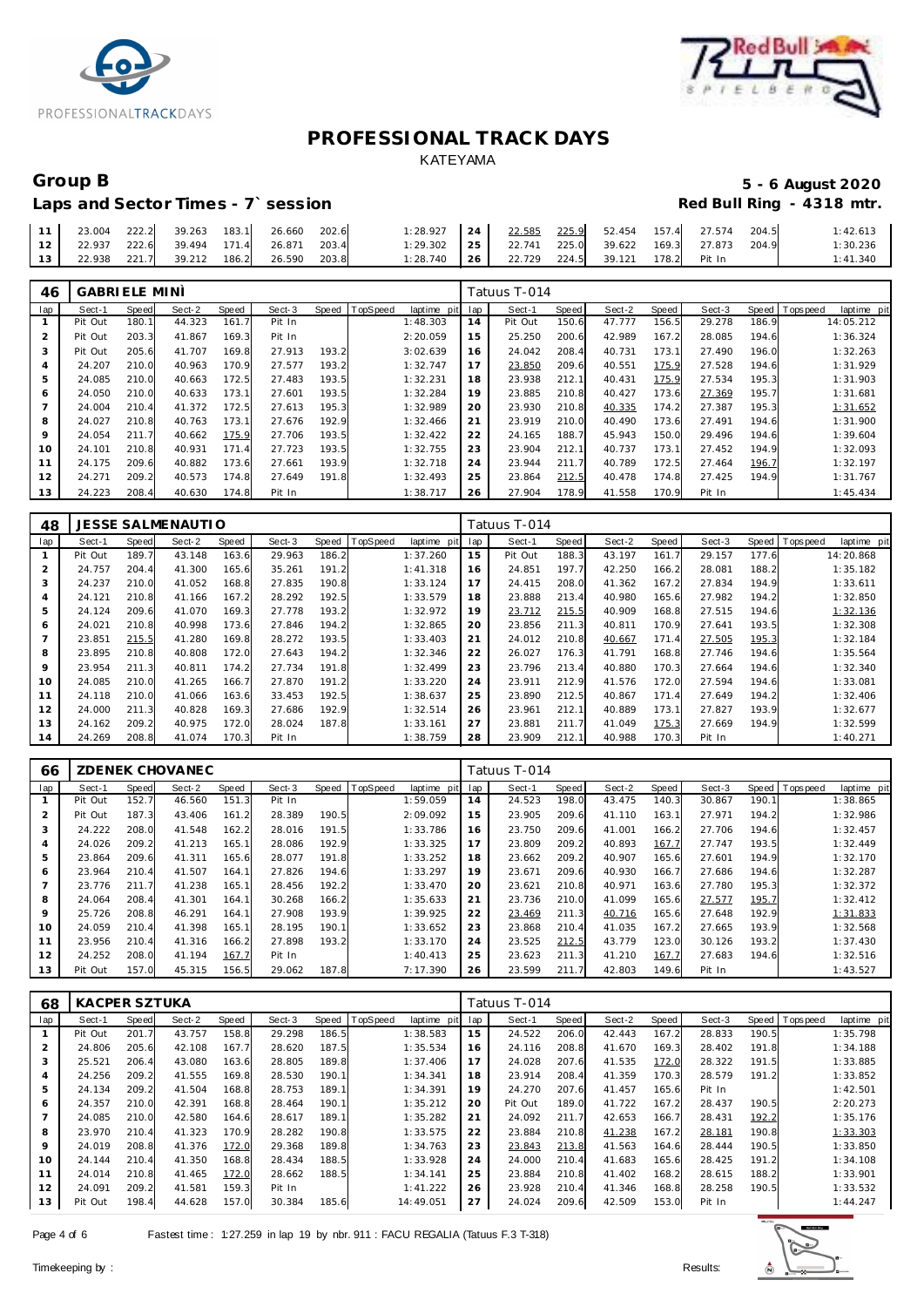# PROFESSIONAL TRACK DAYS

KATEYAMA

## Group B

**5 - 6 August 2020**

### Laps and Sector Times - 7` session

**Red Bull Ring - 4318 mtr.**

| lap | Sect-1 | Speed | Sect-2 | Speed | Sect-3 | Speed | TopSpeed | laptime pit | lap | Sect-1 | Speed | Sect-2 | Speed | Sect-3 | Speed | Topspeed | laptime pit |
|---|---|---|---|---|---|---|---|---|---|---|---|---|---|---|---|---|---|
| 11 | 23.004 | 222.2 | 39.263 | 183.1 | 26.660 | 202.6 | | 1:28.927 | 24 | 22.585 | 225.9 | 52.454 | 157.4 | 27.574 | 204.5 | | 1:42.613 |
| 12 | 22.937 | 222.6 | 39.494 | 171.4 | 26.871 | 203.4 | | 1:29.302 | 25 | 22.741 | 225.0 | 39.622 | 169.3 | 27.873 | 204.9 | | 1:30.236 |
| 13 | 22.938 | 221.7 | 39.212 | 186.2 | 26.590 | 203.8 | | 1:28.740 | 26 | 22.729 | 224.5 | 39.121 | 178.2 | Pit In | | | 1:41.340 |

**46 GABRIELE MINÌ** — Tatuus T-014

| lap | Sect-1 | Speed | Sect-2 | Speed | Sect-3 | Speed | TopSpeed | laptime pit | lap | Sect-1 | Speed | Sect-2 | Speed | Sect-3 | Speed | Topspeed | laptime pit |
|---|---|---|---|---|---|---|---|---|---|---|---|---|---|---|---|---|---|
| 1 | Pit Out | 180.1 | 44.323 | 161.7 | Pit In | | | 1:48.303 | 14 | Pit Out | 150.6 | 47.777 | 156.5 | 29.278 | 186.9 | | 14:05.212 |
| 2 | Pit Out | 203.3 | 41.867 | 169.3 | Pit In | | | 2:20.059 | 15 | 25.250 | 200.6 | 42.989 | 167.2 | 28.085 | 194.6 | | 1:36.324 |
| 3 | Pit Out | 205.6 | 41.707 | 169.8 | 27.913 | 193.2 | | 3:02.639 | 16 | 24.042 | 208.4 | 40.731 | 173.1 | 27.490 | 196.0 | | 1:32.263 |
| 4 | 24.207 | 210.0 | 40.963 | 170.9 | 27.577 | 193.2 | | 1:32.747 | 17 | 23.850 | 209.6 | 40.551 | 175.9 | 27.528 | 194.6 | | 1:31.929 |
| 5 | 24.085 | 210.0 | 40.663 | 172.5 | 27.483 | 193.5 | | 1:32.231 | 18 | 23.938 | 212.1 | 40.431 | 175.9 | 27.534 | 195.3 | | 1:31.903 |
| 6 | 24.050 | 210.0 | 40.633 | 173.1 | 27.601 | 193.5 | | 1:32.284 | 19 | 23.885 | 210.8 | 40.427 | 173.6 | 27.369 | 195.7 | | 1:31.681 |
| 7 | 24.004 | 210.4 | 41.372 | 172.5 | 27.613 | 195.3 | | 1:32.989 | 20 | 23.930 | 210.8 | 40.335 | 174.2 | 27.387 | 195.3 | | 1:31.652 |
| 8 | 24.027 | 210.8 | 40.763 | 173.1 | 27.676 | 192.9 | | 1:32.466 | 21 | 23.919 | 210.0 | 40.490 | 173.6 | 27.491 | 194.6 | | 1:31.900 |
| 9 | 24.054 | 211.7 | 40.662 | 175.9 | 27.706 | 193.5 | | 1:32.422 | 22 | 24.165 | 188.7 | 45.943 | 150.0 | 29.496 | 194.6 | | 1:39.604 |
| 10 | 24.101 | 210.8 | 40.931 | 171.4 | 27.723 | 193.5 | | 1:32.755 | 23 | 23.904 | 212.1 | 40.737 | 173.1 | 27.452 | 194.9 | | 1:32.093 |
| 11 | 24.175 | 209.6 | 40.882 | 173.6 | 27.661 | 193.9 | | 1:32.718 | 24 | 23.944 | 211.7 | 40.789 | 172.5 | 27.464 | 196.7 | | 1:32.197 |
| 12 | 24.271 | 209.2 | 40.573 | 174.8 | 27.649 | 191.8 | | 1:32.493 | 25 | 23.864 | 212.5 | 40.478 | 174.8 | 27.425 | 194.9 | | 1:31.767 |
| 13 | 24.223 | 208.4 | 40.630 | 174.8 | Pit In | | | 1:38.717 | 26 | 27.904 | 178.9 | 41.558 | 170.9 | Pit In | | | 1:45.434 |

**48 JESSE SALMENAUTIO** — Tatuus T-014

| lap | Sect-1 | Speed | Sect-2 | Speed | Sect-3 | Speed | TopSpeed | laptime pit | lap | Sect-1 | Speed | Sect-2 | Speed | Sect-3 | Speed | Topspeed | laptime pit |
|---|---|---|---|---|---|---|---|---|---|---|---|---|---|---|---|---|---|
| 1 | Pit Out | 189.7 | 43.148 | 163.6 | 29.963 | 186.2 | | 1:37.260 | 15 | Pit Out | 188.3 | 43.197 | 161.7 | 29.157 | 177.6 | | 14:20.868 |
| 2 | 24.757 | 204.4 | 41.300 | 165.6 | 35.261 | 191.2 | | 1:41.318 | 16 | 24.851 | 197.7 | 42.250 | 166.2 | 28.081 | 188.2 | | 1:35.182 |
| 3 | 24.237 | 210.0 | 41.052 | 168.8 | 27.835 | 190.8 | | 1:33.124 | 17 | 24.415 | 208.0 | 41.362 | 167.2 | 27.834 | 194.9 | | 1:33.611 |
| 4 | 24.121 | 210.8 | 41.166 | 167.2 | 28.292 | 192.5 | | 1:33.579 | 18 | 23.888 | 213.4 | 40.980 | 165.6 | 27.982 | 194.2 | | 1:32.850 |
| 5 | 24.124 | 209.6 | 41.070 | 169.3 | 27.778 | 193.2 | | 1:32.972 | 19 | 23.712 | 215.5 | 40.909 | 168.8 | 27.515 | 194.6 | | 1:32.136 |
| 6 | 24.021 | 210.8 | 40.998 | 173.6 | 27.846 | 194.2 | | 1:32.865 | 20 | 23.856 | 211.3 | 40.811 | 170.9 | 27.641 | 193.5 | | 1:32.308 |
| 7 | 23.851 | 215.5 | 41.280 | 169.8 | 28.272 | 193.5 | | 1:33.403 | 21 | 24.012 | 210.8 | 40.667 | 171.4 | 27.505 | 195.3 | | 1:32.184 |
| 8 | 23.895 | 210.8 | 40.808 | 172.0 | 27.643 | 194.2 | | 1:32.346 | 22 | 26.027 | 176.3 | 41.791 | 168.8 | 27.746 | 194.6 | | 1:35.564 |
| 9 | 23.954 | 211.3 | 40.811 | 174.2 | 27.734 | 191.8 | | 1:32.499 | 23 | 23.796 | 213.4 | 40.880 | 170.3 | 27.664 | 194.6 | | 1:32.340 |
| 10 | 24.085 | 210.0 | 41.265 | 166.7 | 27.870 | 191.2 | | 1:33.220 | 24 | 23.911 | 212.9 | 41.576 | 172.0 | 27.594 | 194.6 | | 1:33.081 |
| 11 | 24.118 | 210.0 | 41.066 | 163.6 | 33.453 | 192.5 | | 1:38.637 | 25 | 23.890 | 212.5 | 40.867 | 171.4 | 27.649 | 194.2 | | 1:32.406 |
| 12 | 24.000 | 211.3 | 40.828 | 169.3 | 27.686 | 192.9 | | 1:32.514 | 26 | 23.961 | 212.1 | 40.889 | 173.1 | 27.827 | 193.9 | | 1:32.677 |
| 13 | 24.162 | 209.2 | 40.975 | 172.0 | 28.024 | 187.8 | | 1:33.161 | 27 | 23.881 | 211.7 | 41.049 | 175.3 | 27.669 | 194.9 | | 1:32.599 |
| 14 | 24.269 | 208.8 | 41.074 | 170.3 | Pit In | | | 1:38.759 | 28 | 23.909 | 212.1 | 40.988 | 170.3 | Pit In | | | 1:40.271 |

**66 ZDENEK CHOVANEC** — Tatuus T-014

| lap | Sect-1 | Speed | Sect-2 | Speed | Sect-3 | Speed | TopSpeed | laptime pit | lap | Sect-1 | Speed | Sect-2 | Speed | Sect-3 | Speed | Topspeed | laptime pit |
|---|---|---|---|---|---|---|---|---|---|---|---|---|---|---|---|---|---|
| 1 | Pit Out | 152.7 | 46.560 | 151.3 | Pit In | | | 1:59.059 | 14 | 24.523 | 198.0 | 43.475 | 140.3 | 30.867 | 190.1 | | 1:38.865 |
| 2 | Pit Out | 187.3 | 43.406 | 161.2 | 28.389 | 190.5 | | 2:09.092 | 15 | 23.905 | 209.6 | 41.110 | 163.1 | 27.971 | 194.2 | | 1:32.986 |
| 3 | 24.222 | 208.0 | 41.548 | 162.2 | 28.016 | 191.5 | | 1:33.786 | 16 | 23.750 | 209.6 | 41.001 | 166.2 | 27.706 | 194.6 | | 1:32.457 |
| 4 | 24.026 | 209.2 | 41.213 | 165.1 | 28.086 | 192.9 | | 1:33.325 | 17 | 23.809 | 209.2 | 40.893 | 167.7 | 27.747 | 193.5 | | 1:32.449 |
| 5 | 23.864 | 209.6 | 41.311 | 165.6 | 28.077 | 191.8 | | 1:33.252 | 18 | 23.662 | 209.2 | 40.907 | 165.6 | 27.601 | 194.9 | | 1:32.170 |
| 6 | 23.964 | 210.4 | 41.507 | 164.1 | 27.826 | 194.6 | | 1:33.297 | 19 | 23.671 | 209.6 | 40.930 | 166.7 | 27.686 | 194.6 | | 1:32.287 |
| 7 | 23.776 | 211.7 | 41.238 | 165.1 | 28.456 | 192.2 | | 1:33.470 | 20 | 23.621 | 210.8 | 40.971 | 163.6 | 27.780 | 195.3 | | 1:32.372 |
| 8 | 24.064 | 208.4 | 41.301 | 164.1 | 30.268 | 166.2 | | 1:35.633 | 21 | 23.736 | 210.0 | 41.099 | 165.6 | 27.577 | 195.7 | | 1:32.412 |
| 9 | 25.726 | 208.8 | 46.291 | 164.1 | 27.908 | 193.9 | | 1:39.925 | 22 | 23.469 | 211.3 | 40.716 | 165.6 | 27.648 | 192.9 | | 1:31.833 |
| 10 | 24.059 | 210.4 | 41.398 | 165.1 | 28.195 | 190.1 | | 1:33.652 | 23 | 23.868 | 210.4 | 41.035 | 167.2 | 27.665 | 193.9 | | 1:32.568 |
| 11 | 23.956 | 210.4 | 41.316 | 166.2 | 27.898 | 193.2 | | 1:33.170 | 24 | 23.525 | 212.5 | 43.779 | 123.0 | 30.126 | 193.2 | | 1:37.430 |
| 12 | 24.252 | 208.0 | 41.194 | 167.7 | Pit In | | | 1:40.413 | 25 | 23.623 | 211.3 | 41.210 | 167.7 | 27.683 | 194.6 | | 1:32.516 |
| 13 | Pit Out | 157.0 | 45.315 | 156.5 | 29.062 | 187.8 | | 7:17.390 | 26 | 23.599 | 211.7 | 42.803 | 149.6 | Pit In | | | 1:43.527 |

**68 KACPER SZTUKA** — Tatuus T-014

| lap | Sect-1 | Speed | Sect-2 | Speed | Sect-3 | Speed | TopSpeed | laptime pit | lap | Sect-1 | Speed | Sect-2 | Speed | Sect-3 | Speed | Topspeed | laptime pit |
|---|---|---|---|---|---|---|---|---|---|---|---|---|---|---|---|---|---|
| 1 | Pit Out | 201.7 | 43.757 | 158.8 | 29.298 | 186.5 | | 1:38.583 | 15 | 24.522 | 206.0 | 42.443 | 167.2 | 28.833 | 190.5 | | 1:35.798 |
| 2 | 24.806 | 205.6 | 42.108 | 167.7 | 28.620 | 187.5 | | 1:35.534 | 16 | 24.116 | 208.8 | 41.670 | 169.3 | 28.402 | 191.8 | | 1:34.188 |
| 3 | 25.521 | 206.4 | 43.080 | 163.6 | 28.805 | 189.8 | | 1:37.406 | 17 | 24.028 | 207.6 | 41.535 | 172.0 | 28.322 | 191.5 | | 1:33.885 |
| 4 | 24.256 | 209.2 | 41.555 | 169.8 | 28.530 | 190.1 | | 1:34.341 | 18 | 23.914 | 208.4 | 41.359 | 170.3 | 28.579 | 191.2 | | 1:33.852 |
| 5 | 24.134 | 209.2 | 41.504 | 168.8 | 28.753 | 189.1 | | 1:34.391 | 19 | 24.270 | 207.6 | 41.457 | 165.6 | Pit In | | | 1:42.501 |
| 6 | 24.357 | 210.0 | 42.391 | 168.8 | 28.464 | 190.1 | | 1:35.212 | 20 | Pit Out | 189.0 | 41.722 | 167.2 | 28.437 | 190.5 | | 2:20.273 |
| 7 | 24.085 | 210.0 | 42.580 | 164.6 | 28.617 | 189.1 | | 1:35.282 | 21 | 24.092 | 211.7 | 42.653 | 166.7 | 28.431 | 192.2 | | 1:35.176 |
| 8 | 23.970 | 210.4 | 41.323 | 170.9 | 28.282 | 190.8 | | 1:33.575 | 22 | 23.884 | 210.8 | 41.238 | 167.2 | 28.181 | 190.8 | | 1:33.303 |
| 9 | 24.019 | 208.8 | 41.376 | 172.0 | 29.368 | 189.8 | | 1:34.763 | 23 | 23.843 | 213.8 | 41.563 | 164.6 | 28.444 | 190.5 | | 1:33.850 |
| 10 | 24.144 | 210.4 | 41.350 | 168.8 | 28.434 | 188.5 | | 1:33.928 | 24 | 24.000 | 210.4 | 41.683 | 165.6 | 28.425 | 191.2 | | 1:34.108 |
| 11 | 24.014 | 210.8 | 41.465 | 172.0 | 28.662 | 188.5 | | 1:34.141 | 25 | 23.884 | 210.8 | 41.402 | 168.2 | 28.615 | 188.2 | | 1:33.901 |
| 12 | 24.091 | 209.2 | 41.581 | 159.3 | Pit In | | | 1:41.222 | 26 | 23.928 | 210.4 | 41.346 | 168.8 | 28.258 | 190.5 | | 1:33.532 |
| 13 | Pit Out | 198.4 | 44.628 | 157.0 | 30.384 | 185.6 | | 14:49.051 | 27 | 24.024 | 209.6 | 42.509 | 153.0 | Pit In | | | 1:44.247 |

Fastest time : 1:27.259 in lap 19 by nbr. 911 : FACU REGALIA (Tatuus F.3 T-318)

Timekeeping by : Results: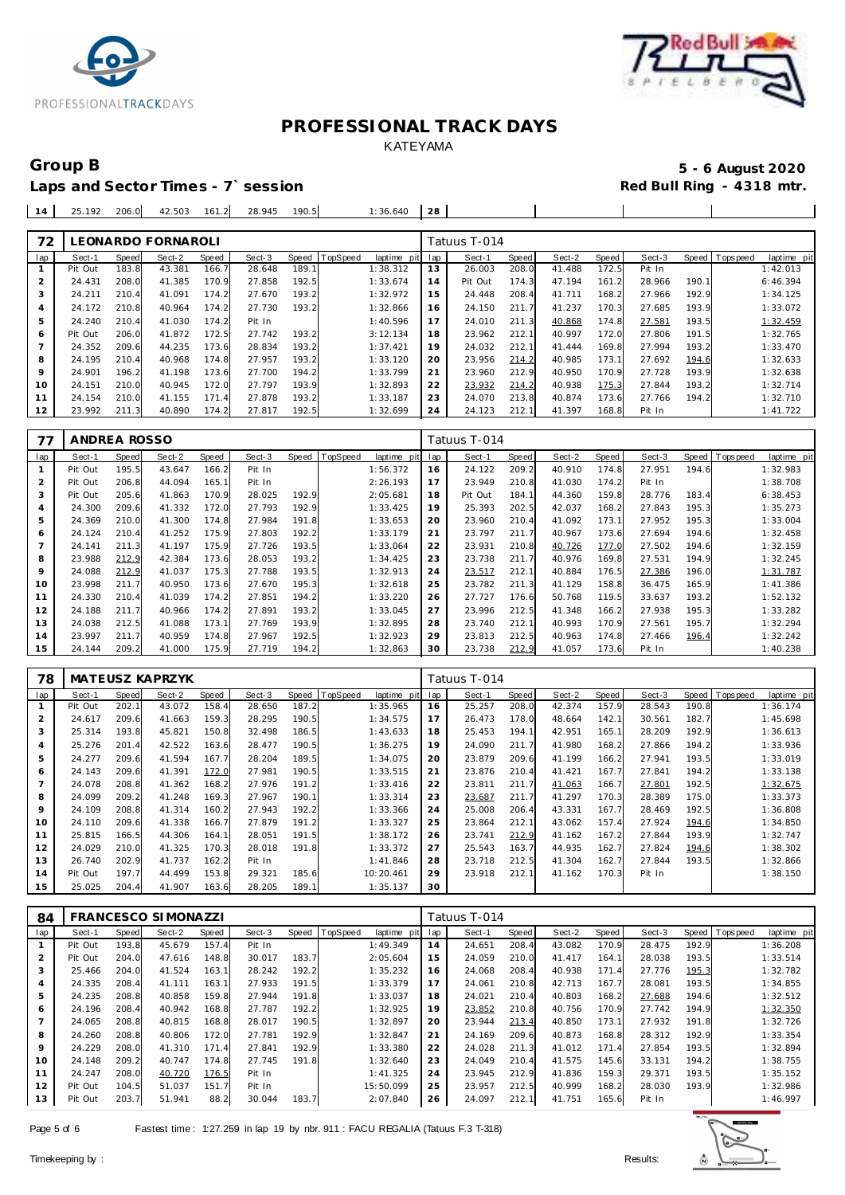# PROFESSIONAL TRACK DAYS

KATEYAMA

## Group B

**5 - 6 August 2020**

**Laps and Sector Times - 7` session**

**Red Bull Ring - 4318 mtr.**

| lap | Sect-1 | Speed | Sect-2 | Speed | Sect-3 | Speed | TopSpeed | laptime pit | lap | Sect-1 | Speed | Sect-2 | Speed | Sect-3 | Speed | Topspeed | laptime pit |
|---|---|---|---|---|---|---|---|---|---|---|---|---|---|---|---|---|---|
| 14 | 25.192 | 206.0 | 42.503 | 161.2 | 28.945 | 190.5 | | 1:36.640 | 28 | | | | | | | | |

### 72 LEONARDO FORNAROLI — Tatuus T-014

| lap | Sect-1 | Speed | Sect-2 | Speed | Sect-3 | Speed | TopSpeed | laptime pit | lap | Sect-1 | Speed | Sect-2 | Speed | Sect-3 | Speed | Topspeed | laptime pit |
|---|---|---|---|---|---|---|---|---|---|---|---|---|---|---|---|---|---|
| 1 | Pit Out | 183.8 | 43.381 | 166.7 | 28.648 | 189.1 | | 1:38.312 | 13 | 26.003 | 208.0 | 41.488 | 172.5 | Pit In | | | 1:42.013 |
| 2 | 24.431 | 208.0 | 41.385 | 170.9 | 27.858 | 192.5 | | 1:33.674 | 14 | Pit Out | 174.3 | 47.194 | 161.2 | 28.966 | 190.1 | | 6:46.394 |
| 3 | 24.211 | 210.4 | 41.091 | 174.2 | 27.670 | 193.2 | | 1:32.972 | 15 | 24.448 | 208.4 | 41.711 | 168.2 | 27.966 | 192.9 | | 1:34.125 |
| 4 | 24.172 | 210.8 | 40.964 | 174.2 | 27.730 | 193.2 | | 1:32.866 | 16 | 24.150 | 211.7 | 41.237 | 170.3 | 27.685 | 193.9 | | 1:33.072 |
| 5 | 24.240 | 210.4 | 41.030 | 174.2 | Pit In | | | 1:40.596 | 17 | 24.010 | 211.3 | 40.868 | 174.8 | 27.581 | 193.5 | | 1:32.459 |
| 6 | Pit Out | 206.0 | 41.872 | 172.5 | 27.742 | 193.2 | | 3:12.134 | 18 | 23.962 | 212.1 | 40.997 | 172.0 | 27.806 | 191.5 | | 1:32.765 |
| 7 | 24.352 | 209.6 | 44.235 | 173.6 | 28.834 | 193.2 | | 1:37.421 | 19 | 24.032 | 212.1 | 41.444 | 169.8 | 27.994 | 193.2 | | 1:33.470 |
| 8 | 24.195 | 210.4 | 40.968 | 174.8 | 27.957 | 193.2 | | 1:33.120 | 20 | 23.956 | 214.2 | 40.985 | 173.1 | 27.692 | 194.6 | | 1:32.633 |
| 9 | 24.901 | 196.2 | 41.198 | 173.6 | 27.700 | 194.2 | | 1:33.799 | 21 | 23.960 | 212.9 | 40.950 | 170.9 | 27.728 | 193.9 | | 1:32.638 |
| 10 | 24.151 | 210.0 | 40.945 | 172.0 | 27.797 | 193.9 | | 1:32.893 | 22 | 23.932 | 214.2 | 40.938 | 175.3 | 27.844 | 193.2 | | 1:32.714 |
| 11 | 24.154 | 210.0 | 41.155 | 171.4 | 27.878 | 193.2 | | 1:33.187 | 23 | 24.070 | 213.8 | 40.874 | 173.6 | 27.766 | 194.2 | | 1:32.710 |
| 12 | 23.992 | 211.3 | 40.890 | 174.2 | 27.817 | 192.5 | | 1:32.699 | 24 | 24.123 | 212.1 | 41.397 | 168.8 | Pit In | | | 1:41.722 |

### 77 ANDREA ROSSO — Tatuus T-014

| lap | Sect-1 | Speed | Sect-2 | Speed | Sect-3 | Speed | TopSpeed | laptime pit | lap | Sect-1 | Speed | Sect-2 | Speed | Sect-3 | Speed | Topspeed | laptime pit |
|---|---|---|---|---|---|---|---|---|---|---|---|---|---|---|---|---|---|
| 1 | Pit Out | 195.5 | 43.647 | 166.2 | Pit In | | | 1:56.372 | 16 | 24.122 | 209.2 | 40.910 | 174.8 | 27.951 | 194.6 | | 1:32.983 |
| 2 | Pit Out | 206.8 | 44.094 | 165.1 | Pit In | | | 2:26.193 | 17 | 23.949 | 210.8 | 41.030 | 174.2 | Pit In | | | 1:38.708 |
| 3 | Pit Out | 205.6 | 41.863 | 170.9 | 28.025 | 192.9 | | 2:05.681 | 18 | Pit Out | 184.1 | 44.360 | 159.8 | 28.776 | 183.4 | | 6:38.453 |
| 4 | 24.300 | 209.6 | 41.332 | 172.0 | 27.793 | 192.9 | | 1:33.425 | 19 | 25.393 | 202.5 | 42.037 | 168.2 | 27.843 | 195.3 | | 1:35.273 |
| 5 | 24.369 | 210.0 | 41.300 | 174.8 | 27.984 | 191.8 | | 1:33.653 | 20 | 23.960 | 210.4 | 41.092 | 173.1 | 27.952 | 195.3 | | 1:33.004 |
| 6 | 24.124 | 210.4 | 41.252 | 175.9 | 27.803 | 192.2 | | 1:33.179 | 21 | 23.797 | 211.7 | 40.967 | 173.6 | 27.694 | 194.6 | | 1:32.458 |
| 7 | 24.141 | 211.3 | 41.197 | 175.9 | 27.726 | 193.5 | | 1:33.064 | 22 | 23.931 | 210.8 | 40.726 | 177.0 | 27.502 | 194.6 | | 1:32.159 |
| 8 | 23.988 | 212.9 | 42.384 | 173.6 | 28.053 | 193.2 | | 1:34.425 | 23 | 23.738 | 211.7 | 40.976 | 169.8 | 27.531 | 194.9 | | 1:32.245 |
| 9 | 24.088 | 212.9 | 41.037 | 175.3 | 27.788 | 193.5 | | 1:32.913 | 24 | 23.517 | 212.1 | 40.884 | 176.5 | 27.386 | 196.0 | | 1:31.787 |
| 10 | 23.998 | 211.7 | 40.950 | 173.6 | 27.670 | 195.3 | | 1:32.618 | 25 | 23.782 | 211.3 | 41.129 | 158.8 | 36.475 | 165.9 | | 1:41.386 |
| 11 | 24.330 | 210.4 | 41.039 | 174.2 | 27.851 | 194.2 | | 1:33.220 | 26 | 27.727 | 176.6 | 50.768 | 119.5 | 33.637 | 193.2 | | 1:52.132 |
| 12 | 24.188 | 211.7 | 40.966 | 174.2 | 27.891 | 193.2 | | 1:33.045 | 27 | 23.996 | 212.5 | 41.348 | 166.2 | 27.938 | 195.3 | | 1:33.282 |
| 13 | 24.038 | 212.5 | 41.088 | 173.1 | 27.769 | 193.9 | | 1:32.895 | 28 | 23.740 | 212.1 | 40.993 | 170.9 | 27.561 | 195.7 | | 1:32.294 |
| 14 | 23.997 | 211.7 | 40.959 | 174.8 | 27.967 | 192.5 | | 1:32.923 | 29 | 23.813 | 212.5 | 40.963 | 174.8 | 27.466 | 196.4 | | 1:32.242 |
| 15 | 24.144 | 209.2 | 41.000 | 175.9 | 27.719 | 194.2 | | 1:32.863 | 30 | 23.738 | 212.9 | 41.057 | 173.6 | Pit In | | | 1:40.238 |

### 78 MATEUSZ KAPRZYK — Tatuus T-014

| lap | Sect-1 | Speed | Sect-2 | Speed | Sect-3 | Speed | TopSpeed | laptime pit | lap | Sect-1 | Speed | Sect-2 | Speed | Sect-3 | Speed | Topspeed | laptime pit |
|---|---|---|---|---|---|---|---|---|---|---|---|---|---|---|---|---|---|
| 1 | Pit Out | 202.1 | 43.072 | 158.4 | 28.650 | 187.2 | | 1:35.965 | 16 | 25.257 | 208.0 | 42.374 | 157.9 | 28.543 | 190.8 | | 1:36.174 |
| 2 | 24.617 | 209.6 | 41.663 | 159.3 | 28.295 | 190.5 | | 1:34.575 | 17 | 26.473 | 178.0 | 48.664 | 142.1 | 30.561 | 182.7 | | 1:45.698 |
| 3 | 25.314 | 193.8 | 45.821 | 150.8 | 32.498 | 186.5 | | 1:43.633 | 18 | 25.453 | 194.1 | 42.951 | 165.1 | 28.209 | 192.9 | | 1:36.613 |
| 4 | 25.276 | 201.4 | 42.522 | 163.6 | 28.477 | 190.5 | | 1:36.275 | 19 | 24.090 | 211.7 | 41.980 | 168.2 | 27.866 | 194.2 | | 1:33.936 |
| 5 | 24.277 | 209.6 | 41.594 | 167.7 | 28.204 | 189.5 | | 1:34.075 | 20 | 23.879 | 209.6 | 41.199 | 166.2 | 27.941 | 193.5 | | 1:33.019 |
| 6 | 24.143 | 209.6 | 41.391 | 172.0 | 27.981 | 190.5 | | 1:33.515 | 21 | 23.876 | 210.4 | 41.421 | 167.7 | 27.841 | 194.2 | | 1:33.138 |
| 7 | 24.078 | 208.8 | 41.362 | 168.2 | 27.976 | 191.2 | | 1:33.416 | 22 | 23.811 | 211.7 | 41.063 | 166.7 | 27.801 | 192.5 | | 1:32.675 |
| 8 | 24.099 | 209.2 | 41.248 | 169.3 | 27.967 | 190.1 | | 1:33.314 | 23 | 23.687 | 211.7 | 41.297 | 170.3 | 28.389 | 175.0 | | 1:33.373 |
| 9 | 24.109 | 208.8 | 41.314 | 160.2 | 27.943 | 192.2 | | 1:33.366 | 24 | 25.008 | 206.4 | 43.331 | 167.7 | 28.469 | 192.5 | | 1:36.808 |
| 10 | 24.110 | 209.6 | 41.338 | 166.7 | 27.879 | 191.2 | | 1:33.327 | 25 | 23.864 | 212.1 | 43.062 | 157.4 | 27.924 | 194.6 | | 1:34.850 |
| 11 | 25.815 | 166.5 | 44.306 | 164.1 | 28.051 | 191.5 | | 1:38.172 | 26 | 23.741 | 212.9 | 41.162 | 167.2 | 27.844 | 193.9 | | 1:32.747 |
| 12 | 24.029 | 210.0 | 41.325 | 170.3 | 28.018 | 191.8 | | 1:33.372 | 27 | 25.543 | 163.7 | 44.935 | 162.7 | 27.824 | 194.6 | | 1:38.302 |
| 13 | 26.740 | 202.9 | 41.737 | 162.2 | Pit In | | | 1:41.846 | 28 | 23.718 | 212.5 | 41.304 | 162.7 | 27.844 | 193.5 | | 1:32.866 |
| 14 | Pit Out | 197.7 | 44.499 | 153.8 | 29.321 | 185.6 | | 10:20.461 | 29 | 23.918 | 212.1 | 41.162 | 170.3 | Pit In | | | 1:38.150 |
| 15 | 25.025 | 204.4 | 41.907 | 163.6 | 28.205 | 189.1 | | 1:35.137 | 30 | | | | | | | | |

### 84 FRANCESCO SIMONAZZI — Tatuus T-014

| lap | Sect-1 | Speed | Sect-2 | Speed | Sect-3 | Speed | TopSpeed | laptime pit | lap | Sect-1 | Speed | Sect-2 | Speed | Sect-3 | Speed | Topspeed | laptime pit |
|---|---|---|---|---|---|---|---|---|---|---|---|---|---|---|---|---|---|
| 1 | Pit Out | 193.8 | 45.679 | 157.4 | Pit In | | | 1:49.349 | 14 | 24.651 | 208.4 | 43.082 | 170.9 | 28.475 | 192.9 | | 1:36.208 |
| 2 | Pit Out | 204.0 | 47.616 | 148.8 | 30.017 | 183.7 | | 2:05.604 | 15 | 24.059 | 210.0 | 41.417 | 164.1 | 28.038 | 193.5 | | 1:33.514 |
| 3 | 25.466 | 204.0 | 41.524 | 163.1 | 28.242 | 192.2 | | 1:35.232 | 16 | 24.068 | 208.4 | 40.938 | 171.4 | 27.776 | 195.3 | | 1:32.782 |
| 4 | 24.335 | 208.4 | 41.111 | 163.1 | 27.933 | 191.5 | | 1:33.379 | 17 | 24.061 | 210.8 | 42.713 | 167.7 | 28.081 | 193.5 | | 1:34.855 |
| 5 | 24.235 | 208.8 | 40.858 | 159.8 | 27.944 | 191.8 | | 1:33.037 | 18 | 24.021 | 210.4 | 40.803 | 168.2 | 27.688 | 194.6 | | 1:32.512 |
| 6 | 24.196 | 208.4 | 40.942 | 168.8 | 27.787 | 192.2 | | 1:32.925 | 19 | 23.852 | 210.8 | 40.756 | 170.9 | 27.742 | 194.9 | | 1:32.350 |
| 7 | 24.065 | 208.8 | 40.815 | 168.8 | 28.017 | 190.5 | | 1:32.897 | 20 | 23.944 | 213.4 | 40.850 | 173.1 | 27.932 | 191.8 | | 1:32.726 |
| 8 | 24.260 | 208.8 | 40.806 | 172.0 | 27.781 | 192.9 | | 1:32.847 | 21 | 24.169 | 209.6 | 40.873 | 168.8 | 28.312 | 192.9 | | 1:33.354 |
| 9 | 24.229 | 208.0 | 41.310 | 171.4 | 27.841 | 192.9 | | 1:33.380 | 22 | 24.028 | 211.3 | 41.012 | 171.4 | 27.854 | 193.5 | | 1:32.894 |
| 10 | 24.148 | 209.2 | 40.747 | 174.8 | 27.745 | 191.8 | | 1:32.640 | 23 | 24.049 | 210.4 | 41.575 | 145.6 | 33.131 | 194.2 | | 1:38.755 |
| 11 | 24.247 | 208.0 | 40.720 | 176.5 | Pit In | | | 1:41.325 | 24 | 23.945 | 212.9 | 41.836 | 159.3 | 29.371 | 193.5 | | 1:35.152 |
| 12 | Pit Out | 104.5 | 51.037 | 151.7 | Pit In | | | 15:50.099 | 25 | 23.957 | 212.5 | 40.999 | 168.2 | 28.030 | 193.9 | | 1:32.986 |
| 13 | Pit Out | 203.7 | 51.941 | 88.2 | 30.044 | 183.7 | | 2:07.840 | 26 | 24.097 | 212.1 | 41.751 | 165.6 | Pit In | | | 1:46.997 |

Fastest time : 1:27.259 in lap 19 by nbr. 911 : FACU REGALIA (Tatuus F.3 T-318)

Timekeeping by : Results: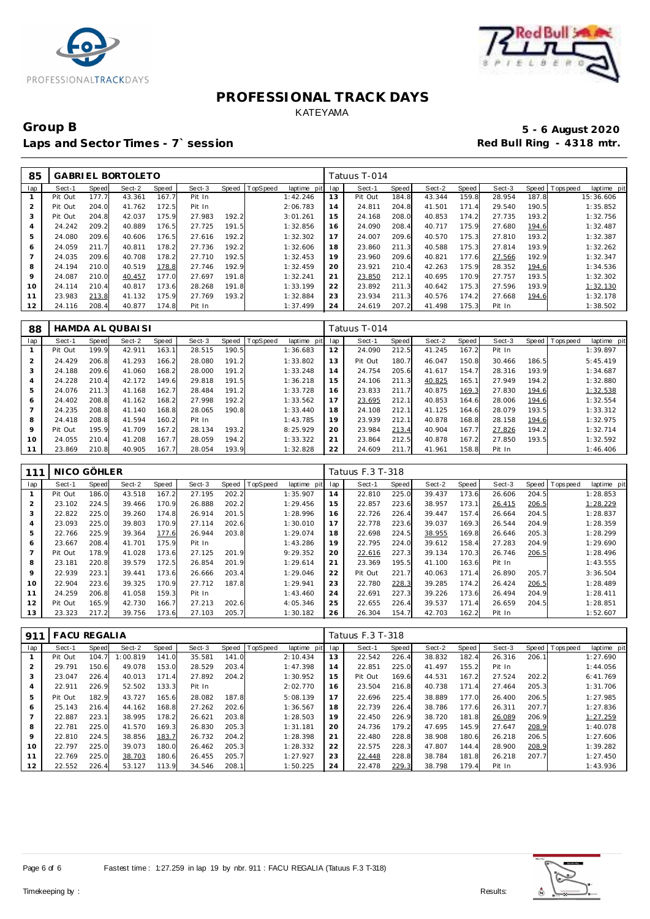# PROFESSIONAL TRACK DAYS

KATEYAMA

**Group B** **5 - 6 August 2020**

**Laps and Sector Times - 7` session** **Red Bull Ring - 4318 mtr.**

**85 GABRIEL BORTOLETO** — Tatuus T-014

| lap | Sect-1 | Speed | Sect-2 | Speed | Sect-3 | Speed | TopSpeed | laptime pit | lap | Sect-1 | Speed | Sect-2 | Speed | Sect-3 | Speed | Topspeed | laptime pit |
|---|---|---|---|---|---|---|---|---|---|---|---|---|---|---|---|---|---|
| 1 | Pit Out | 177.7 | 43.361 | 167.7 | Pit In | | | 1:42.246 | 13 | Pit Out | 184.8 | 43.344 | 159.8 | 28.954 | 187.8 | | 15:36.606 |
| 2 | Pit Out | 204.0 | 41.762 | 172.5 | Pit In | | | 2:06.783 | 14 | 24.811 | 204.8 | 41.501 | 171.4 | 29.540 | 190.5 | | 1:35.852 |
| 3 | Pit Out | 204.8 | 42.037 | 175.9 | 27.983 | 192.2 | | 3:01.261 | 15 | 24.168 | 208.0 | 40.853 | 174.2 | 27.735 | 193.2 | | 1:32.756 |
| 4 | 24.242 | 209.2 | 40.889 | 176.5 | 27.725 | 191.5 | | 1:32.856 | 16 | 24.090 | 208.4 | 40.717 | 175.9 | 27.680 | 194.6 | | 1:32.487 |
| 5 | 24.080 | 209.6 | 40.606 | 176.5 | 27.616 | 192.2 | | 1:32.302 | 17 | 24.007 | 209.6 | 40.570 | 175.3 | 27.810 | 193.2 | | 1:32.387 |
| 6 | 24.059 | 211.7 | 40.811 | 178.2 | 27.736 | 192.2 | | 1:32.606 | 18 | 23.860 | 211.3 | 40.588 | 175.3 | 27.814 | 193.9 | | 1:32.262 |
| 7 | 24.035 | 209.6 | 40.708 | 178.2 | 27.710 | 192.5 | | 1:32.453 | 19 | 23.960 | 209.6 | 40.821 | 177.6 | 27.566 | 192.9 | | 1:32.347 |
| 8 | 24.194 | 210.0 | 40.519 | 178.8 | 27.746 | 192.9 | | 1:32.459 | 20 | 23.921 | 210.4 | 42.263 | 175.9 | 28.352 | 194.6 | | 1:34.536 |
| 9 | 24.087 | 210.0 | 40.457 | 177.0 | 27.697 | 191.8 | | 1:32.241 | 21 | 23.850 | 212.1 | 40.695 | 170.9 | 27.757 | 193.5 | | 1:32.302 |
| 10 | 24.114 | 210.4 | 40.817 | 173.6 | 28.268 | 191.8 | | 1:33.199 | 22 | 23.892 | 211.3 | 40.642 | 175.3 | 27.596 | 193.9 | | 1:32.130 |
| 11 | 23.983 | 213.8 | 41.132 | 175.9 | 27.769 | 193.2 | | 1:32.884 | 23 | 23.934 | 211.3 | 40.576 | 174.2 | 27.668 | 194.6 | | 1:32.178 |
| 12 | 24.116 | 208.4 | 40.877 | 174.8 | Pit In | | | 1:37.499 | 24 | 24.619 | 207.2 | 41.498 | 175.3 | Pit In | | | 1:38.502 |

**88 HAMDA AL QUBAISI** — Tatuus T-014

| lap | Sect-1 | Speed | Sect-2 | Speed | Sect-3 | Speed | TopSpeed | laptime pit | lap | Sect-1 | Speed | Sect-2 | Speed | Sect-3 | Speed | Topspeed | laptime pit |
|---|---|---|---|---|---|---|---|---|---|---|---|---|---|---|---|---|---|
| 1 | Pit Out | 199.9 | 42.911 | 163.1 | 28.515 | 190.5 | | 1:36.683 | 12 | 24.090 | 212.5 | 41.245 | 167.2 | Pit In | | | 1:39.897 |
| 2 | 24.429 | 206.8 | 41.293 | 166.2 | 28.080 | 191.2 | | 1:33.802 | 13 | Pit Out | 180.7 | 46.047 | 150.8 | 30.466 | 186.5 | | 5:45.419 |
| 3 | 24.188 | 209.6 | 41.060 | 168.2 | 28.000 | 191.2 | | 1:33.248 | 14 | 24.754 | 205.6 | 41.617 | 154.7 | 28.316 | 193.9 | | 1:34.687 |
| 4 | 24.228 | 210.4 | 42.172 | 149.6 | 29.818 | 191.5 | | 1:36.218 | 15 | 24.106 | 211.3 | 40.825 | 165.1 | 27.949 | 194.2 | | 1:32.880 |
| 5 | 24.076 | 211.3 | 41.168 | 162.7 | 28.484 | 191.2 | | 1:33.728 | 16 | 23.833 | 211.7 | 40.875 | 169.3 | 27.830 | 194.6 | | 1:32.538 |
| 6 | 24.402 | 208.8 | 41.162 | 168.2 | 27.998 | 192.2 | | 1:33.562 | 17 | 23.695 | 212.1 | 40.853 | 164.6 | 28.006 | 194.6 | | 1:32.554 |
| 7 | 24.235 | 208.8 | 41.140 | 168.8 | 28.065 | 190.8 | | 1:33.440 | 18 | 24.108 | 212.1 | 41.125 | 164.6 | 28.079 | 193.5 | | 1:33.312 |
| 8 | 24.418 | 208.8 | 41.594 | 160.2 | Pit In | | | 1:43.785 | 19 | 23.939 | 212.1 | 40.878 | 168.8 | 28.158 | 194.6 | | 1:32.975 |
| 9 | Pit Out | 195.9 | 41.709 | 167.2 | 28.134 | 193.2 | | 8:25.929 | 20 | 23.984 | 213.4 | 40.904 | 167.7 | 27.826 | 194.2 | | 1:32.714 |
| 10 | 24.055 | 210.4 | 41.208 | 167.7 | 28.059 | 194.2 | | 1:33.322 | 21 | 23.864 | 212.5 | 40.878 | 167.2 | 27.850 | 193.5 | | 1:32.592 |
| 11 | 23.869 | 210.8 | 40.905 | 167.7 | 28.054 | 193.9 | | 1:32.828 | 22 | 24.609 | 211.7 | 41.961 | 158.8 | Pit In | | | 1:46.406 |

**111 NICO GÖHLER** — Tatuus F.3 T-318

| lap | Sect-1 | Speed | Sect-2 | Speed | Sect-3 | Speed | TopSpeed | laptime pit | lap | Sect-1 | Speed | Sect-2 | Speed | Sect-3 | Speed | Topspeed | laptime pit |
|---|---|---|---|---|---|---|---|---|---|---|---|---|---|---|---|---|---|
| 1 | Pit Out | 186.0 | 43.518 | 167.2 | 27.195 | 202.2 | | 1:35.907 | 14 | 22.810 | 225.0 | 39.437 | 173.6 | 26.606 | 204.5 | | 1:28.853 |
| 2 | 23.102 | 224.5 | 39.466 | 170.9 | 26.888 | 202.2 | | 1:29.456 | 15 | 22.857 | 223.6 | 38.957 | 173.1 | 26.415 | 206.5 | | 1:28.229 |
| 3 | 22.822 | 225.0 | 39.260 | 174.8 | 26.914 | 201.5 | | 1:28.996 | 16 | 22.726 | 226.4 | 39.447 | 157.4 | 26.664 | 204.5 | | 1:28.837 |
| 4 | 23.093 | 225.0 | 39.803 | 170.9 | 27.114 | 202.6 | | 1:30.010 | 17 | 22.778 | 223.6 | 39.037 | 169.3 | 26.544 | 204.9 | | 1:28.359 |
| 5 | 22.766 | 225.9 | 39.364 | 177.6 | 26.944 | 203.8 | | 1:29.074 | 18 | 22.698 | 224.5 | 38.955 | 169.8 | 26.646 | 205.3 | | 1:28.299 |
| 6 | 23.667 | 208.4 | 41.701 | 175.9 | Pit In | | | 1:43.286 | 19 | 22.795 | 224.0 | 39.612 | 158.4 | 27.283 | 204.9 | | 1:29.690 |
| 7 | Pit Out | 178.9 | 41.028 | 173.6 | 27.125 | 201.9 | | 9:29.352 | 20 | 22.616 | 227.3 | 39.134 | 170.3 | 26.746 | 206.5 | | 1:28.496 |
| 8 | 23.181 | 220.8 | 39.579 | 172.5 | 26.854 | 201.9 | | 1:29.614 | 21 | 23.369 | 195.5 | 41.100 | 163.6 | Pit In | | | 1:43.555 |
| 9 | 22.939 | 223.1 | 39.441 | 173.6 | 26.666 | 203.4 | | 1:29.046 | 22 | Pit Out | 221.7 | 40.063 | 171.4 | 26.890 | 205.7 | | 3:36.504 |
| 10 | 22.904 | 223.6 | 39.325 | 170.9 | 27.712 | 187.8 | | 1:29.941 | 23 | 22.780 | 228.3 | 39.285 | 174.2 | 26.424 | 206.5 | | 1:28.489 |
| 11 | 24.259 | 206.8 | 41.058 | 159.3 | Pit In | | | 1:43.460 | 24 | 22.691 | 227.3 | 39.226 | 173.6 | 26.494 | 204.9 | | 1:28.411 |
| 12 | Pit Out | 165.9 | 42.730 | 166.7 | 27.213 | 202.6 | | 4:05.346 | 25 | 22.655 | 226.4 | 39.537 | 171.4 | 26.659 | 204.5 | | 1:28.851 |
| 13 | 23.323 | 217.2 | 39.756 | 173.6 | 27.103 | 205.7 | | 1:30.182 | 26 | 26.304 | 154.7 | 42.703 | 162.2 | Pit In | | | 1:52.607 |

**911 FACU REGALIA** — Tatuus F.3 T-318

| lap | Sect-1 | Speed | Sect-2 | Speed | Sect-3 | Speed | TopSpeed | laptime pit | lap | Sect-1 | Speed | Sect-2 | Speed | Sect-3 | Speed | Topspeed | laptime pit |
|---|---|---|---|---|---|---|---|---|---|---|---|---|---|---|---|---|---|
| 1 | Pit Out | 104.7 | 1:00.819 | 141.0 | 35.581 | 141.0 | | 2:10.434 | 13 | 22.542 | 226.4 | 38.832 | 182.4 | 26.316 | 206.1 | | 1:27.690 |
| 2 | 29.791 | 150.6 | 49.078 | 153.0 | 28.529 | 203.4 | | 1:47.398 | 14 | 22.851 | 225.0 | 41.497 | 155.2 | Pit In | | | 1:44.056 |
| 3 | 23.047 | 226.4 | 40.013 | 171.4 | 27.892 | 204.2 | | 1:30.952 | 15 | Pit Out | 169.6 | 44.531 | 167.2 | 27.524 | 202.2 | | 6:41.769 |
| 4 | 22.911 | 226.9 | 52.502 | 133.3 | Pit In | | | 2:02.770 | 16 | 23.504 | 216.8 | 40.738 | 171.4 | 27.464 | 205.3 | | 1:31.706 |
| 5 | Pit Out | 182.9 | 43.727 | 165.6 | 28.082 | 187.8 | | 5:08.139 | 17 | 22.696 | 225.4 | 38.889 | 177.0 | 26.400 | 206.5 | | 1:27.985 |
| 6 | 25.143 | 216.4 | 44.162 | 168.8 | 27.262 | 202.6 | | 1:36.567 | 18 | 22.739 | 226.4 | 38.786 | 177.6 | 26.311 | 207.7 | | 1:27.836 |
| 7 | 22.887 | 223.1 | 38.995 | 178.2 | 26.621 | 203.8 | | 1:28.503 | 19 | 22.450 | 226.9 | 38.720 | 181.8 | 26.089 | 206.9 | | 1:27.259 |
| 8 | 22.781 | 225.0 | 41.570 | 169.3 | 26.830 | 205.3 | | 1:31.181 | 20 | 24.736 | 179.2 | 47.695 | 145.9 | 27.647 | 208.9 | | 1:40.078 |
| 9 | 22.810 | 224.5 | 38.856 | 183.7 | 26.732 | 204.2 | | 1:28.398 | 21 | 22.480 | 228.8 | 38.908 | 180.6 | 26.218 | 206.5 | | 1:27.606 |
| 10 | 22.797 | 225.0 | 39.073 | 180.0 | 26.462 | 205.3 | | 1:28.332 | 22 | 22.575 | 228.3 | 47.807 | 144.4 | 28.900 | 208.9 | | 1:39.282 |
| 11 | 22.769 | 225.0 | 38.703 | 180.6 | 26.455 | 205.7 | | 1:27.927 | 23 | 22.448 | 228.8 | 38.784 | 181.8 | 26.218 | 207.7 | | 1:27.450 |
| 12 | 22.552 | 226.4 | 53.127 | 113.9 | 34.546 | 208.1 | | 1:50.225 | 24 | 22.478 | 229.3 | 38.798 | 179.4 | Pit In | | | 1:43.936 |

Fastest time : 1:27.259 in lap 19 by nbr. 911 : FACU REGALIA (Tatuus F.3 T-318)

Timekeeping by : Results: